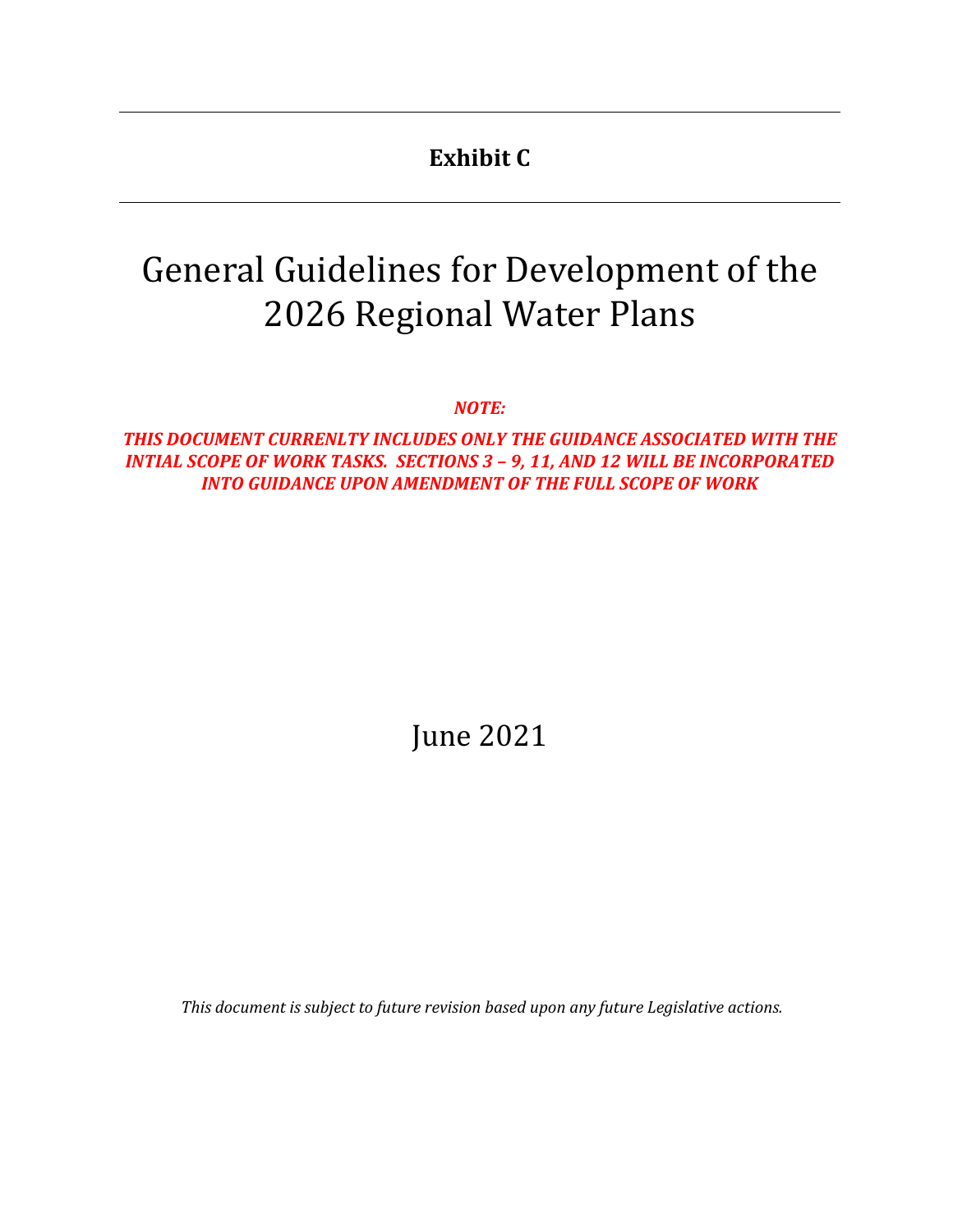**Exhibit C**

# General Guidelines for Development of the 2026 Regional Water Plans

***NOTE:***

***THIS DOCUMENT CURRENLTY INCLUDES ONLY THE GUIDANCE ASSOCIATED WITH THE INTIAL SCOPE OF WORK TASKS. SECTIONS 3 – 9, 11, AND 12 WILL BE INCORPORATED INTO GUIDANCE UPON AMENDMENT OF THE FULL SCOPE OF WORK***

June 2021

*This document is subject to future revision based upon any future Legislative actions.*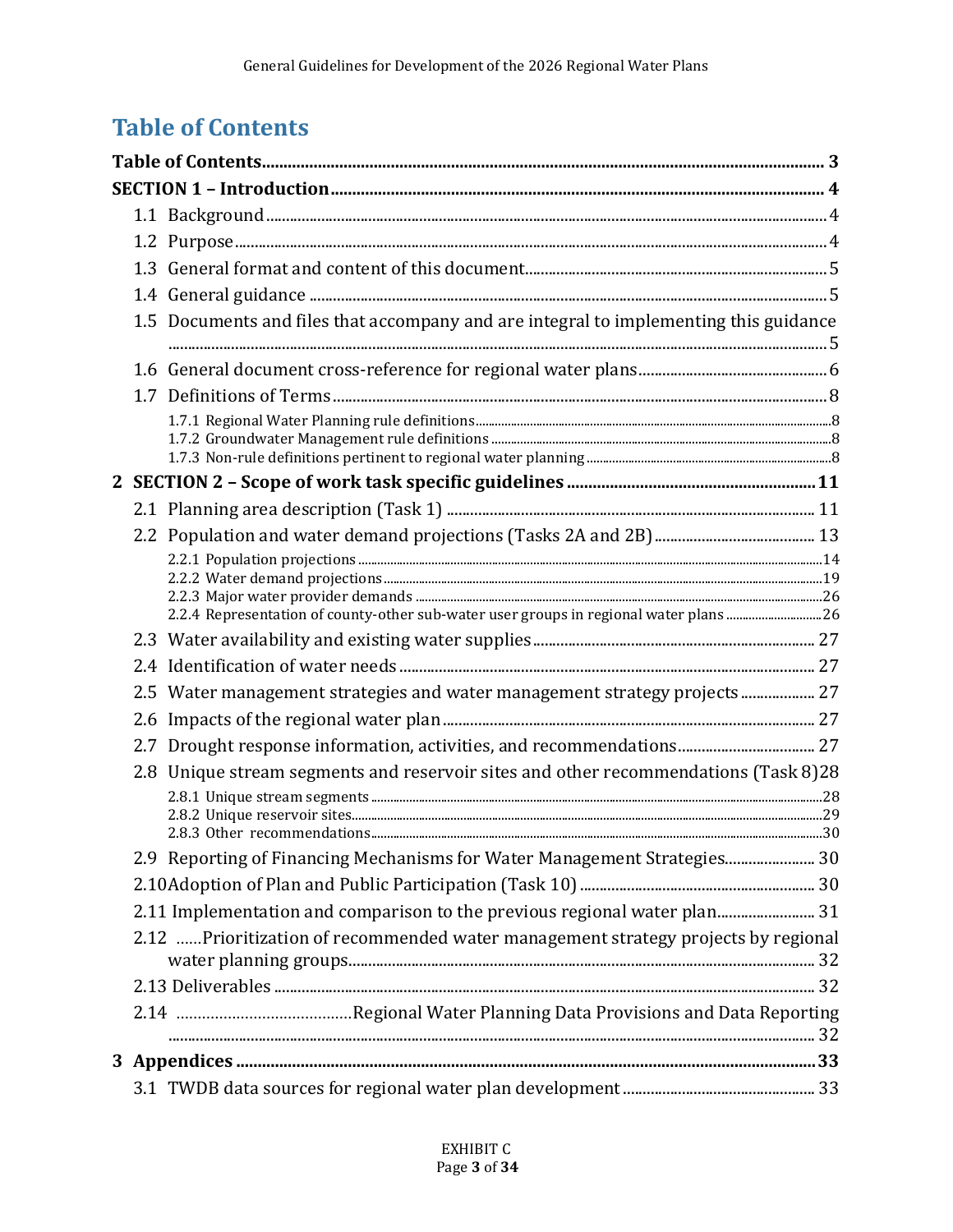# Table of Contents

**Table of Contents** ..... **3**

**SECTION 1 – Introduction** ..... **4**

- 1.1 Background ..... 4
- 1.2 Purpose ..... 4
- 1.3 General format and content of this document ..... 5
- 1.4 General guidance ..... 5
- 1.5 Documents and files that accompany and are integral to implementing this guidance ..... 5
- 1.6 General document cross-reference for regional water plans ..... 6
- 1.7 Definitions of Terms ..... 8
  - 1.7.1 Regional Water Planning rule definitions ..... 8
  - 1.7.2 Groundwater Management rule definitions ..... 8
  - 1.7.3 Non-rule definitions pertinent to regional water planning ..... 8

**2 SECTION 2 – Scope of work task specific guidelines** ..... **11**

- 2.1 Planning area description (Task 1) ..... 11
- 2.2 Population and water demand projections (Tasks 2A and 2B) ..... 13
  - 2.2.1 Population projections ..... 14
  - 2.2.2 Water demand projections ..... 19
  - 2.2.3 Major water provider demands ..... 26
  - 2.2.4 Representation of county-other sub-water user groups in regional water plans ..... 26
- 2.3 Water availability and existing water supplies ..... 27
- 2.4 Identification of water needs ..... 27
- 2.5 Water management strategies and water management strategy projects ..... 27
- 2.6 Impacts of the regional water plan ..... 27
- 2.7 Drought response information, activities, and recommendations ..... 27
- 2.8 Unique stream segments and reservoir sites and other recommendations (Task 8) ..... 28
  - 2.8.1 Unique stream segments ..... 28
  - 2.8.2 Unique reservoir sites ..... 29
  - 2.8.3 Other recommendations ..... 30
- 2.9 Reporting of Financing Mechanisms for Water Management Strategies ..... 30
- 2.10 Adoption of Plan and Public Participation (Task 10) ..... 30
- 2.11 Implementation and comparison to the previous regional water plan ..... 31
- 2.12 Prioritization of recommended water management strategy projects by regional water planning groups ..... 32
- 2.13 Deliverables ..... 32
- 2.14 Regional Water Planning Data Provisions and Data Reporting ..... 32

**3 Appendices** ..... **33**

- 3.1 TWDB data sources for regional water plan development ..... 33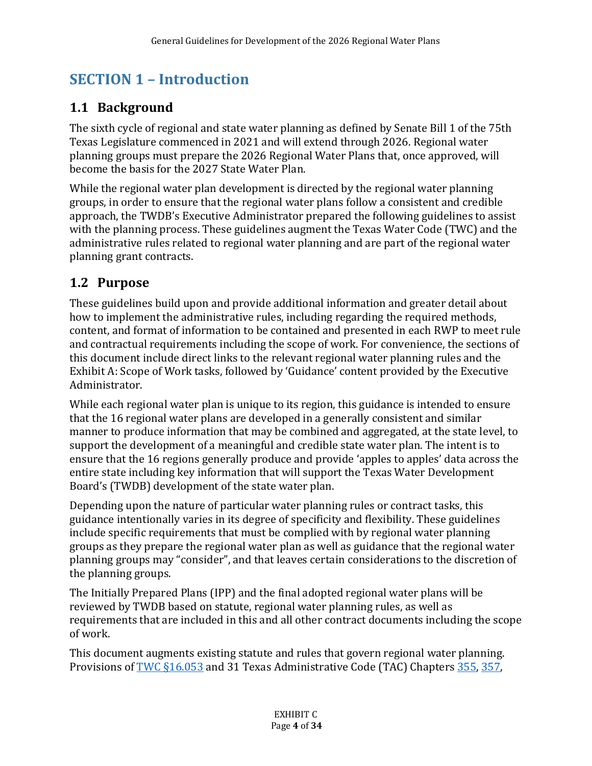# SECTION 1 – Introduction

## 1.1 Background

The sixth cycle of regional and state water planning as defined by Senate Bill 1 of the 75th Texas Legislature commenced in 2021 and will extend through 2026. Regional water planning groups must prepare the 2026 Regional Water Plans that, once approved, will become the basis for the 2027 State Water Plan.

While the regional water plan development is directed by the regional water planning groups, in order to ensure that the regional water plans follow a consistent and credible approach, the TWDB's Executive Administrator prepared the following guidelines to assist with the planning process. These guidelines augment the Texas Water Code (TWC) and the administrative rules related to regional water planning and are part of the regional water planning grant contracts.

## 1.2 Purpose

These guidelines build upon and provide additional information and greater detail about how to implement the administrative rules, including regarding the required methods, content, and format of information to be contained and presented in each RWP to meet rule and contractual requirements including the scope of work. For convenience, the sections of this document include direct links to the relevant regional water planning rules and the Exhibit A: Scope of Work tasks, followed by 'Guidance' content provided by the Executive Administrator.

While each regional water plan is unique to its region, this guidance is intended to ensure that the 16 regional water plans are developed in a generally consistent and similar manner to produce information that may be combined and aggregated, at the state level, to support the development of a meaningful and credible state water plan. The intent is to ensure that the 16 regions generally produce and provide 'apples to apples' data across the entire state including key information that will support the Texas Water Development Board's (TWDB) development of the state water plan.

Depending upon the nature of particular water planning rules or contract tasks, this guidance intentionally varies in its degree of specificity and flexibility. These guidelines include specific requirements that must be complied with by regional water planning groups as they prepare the regional water plan as well as guidance that the regional water planning groups may "consider", and that leaves certain considerations to the discretion of the planning groups.

The Initially Prepared Plans (IPP) and the final adopted regional water plans will be reviewed by TWDB based on statute, regional water planning rules, as well as requirements that are included in this and all other contract documents including the scope of work.

This document augments existing statute and rules that govern regional water planning. Provisions of TWC §16.053 and 31 Texas Administrative Code (TAC) Chapters 355, 357,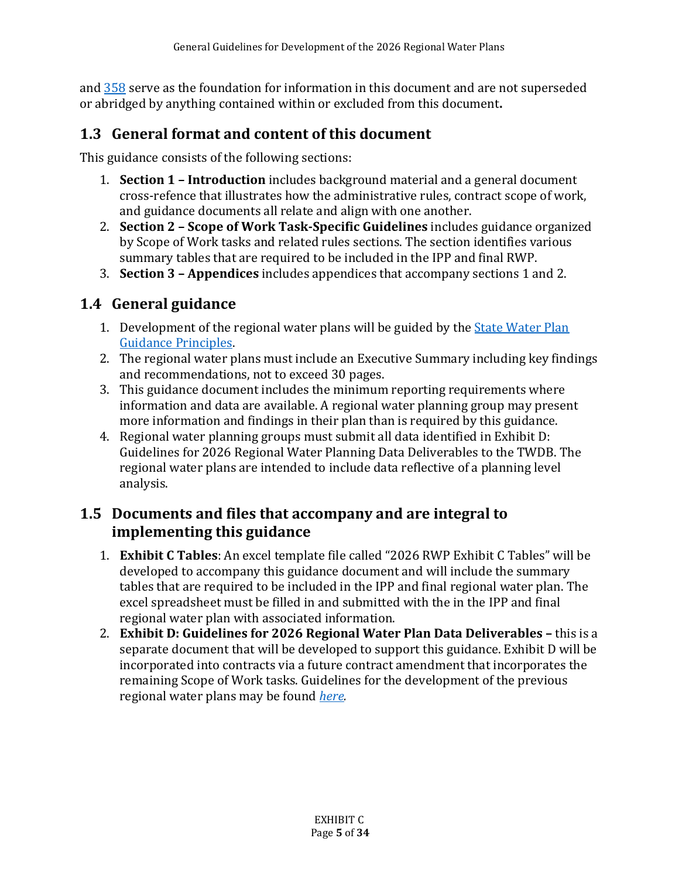and 358 serve as the foundation for information in this document and are not superseded or abridged by anything contained within or excluded from this document**.**

## 1.3 General format and content of this document

This guidance consists of the following sections:

1. **Section 1 – Introduction** includes background material and a general document cross-refence that illustrates how the administrative rules, contract scope of work, and guidance documents all relate and align with one another.
2. **Section 2 – Scope of Work Task-Specific Guidelines** includes guidance organized by Scope of Work tasks and related rules sections. The section identifies various summary tables that are required to be included in the IPP and final RWP.
3. **Section 3 – Appendices** includes appendices that accompany sections 1 and 2.

## 1.4 General guidance

1. Development of the regional water plans will be guided by the State Water Plan Guidance Principles.
2. The regional water plans must include an Executive Summary including key findings and recommendations, not to exceed 30 pages.
3. This guidance document includes the minimum reporting requirements where information and data are available. A regional water planning group may present more information and findings in their plan than is required by this guidance.
4. Regional water planning groups must submit all data identified in Exhibit D: Guidelines for 2026 Regional Water Planning Data Deliverables to the TWDB. The regional water plans are intended to include data reflective of a planning level analysis.

## 1.5 Documents and files that accompany and are integral to implementing this guidance

1. **Exhibit C Tables**: An excel template file called "2026 RWP Exhibit C Tables" will be developed to accompany this guidance document and will include the summary tables that are required to be included in the IPP and final regional water plan. The excel spreadsheet must be filled in and submitted with the in the IPP and final regional water plan with associated information.
2. **Exhibit D: Guidelines for 2026 Regional Water Plan Data Deliverables –** this is a separate document that will be developed to support this guidance. Exhibit D will be incorporated into contracts via a future contract amendment that incorporates the remaining Scope of Work tasks. Guidelines for the development of the previous regional water plans may be found *here.*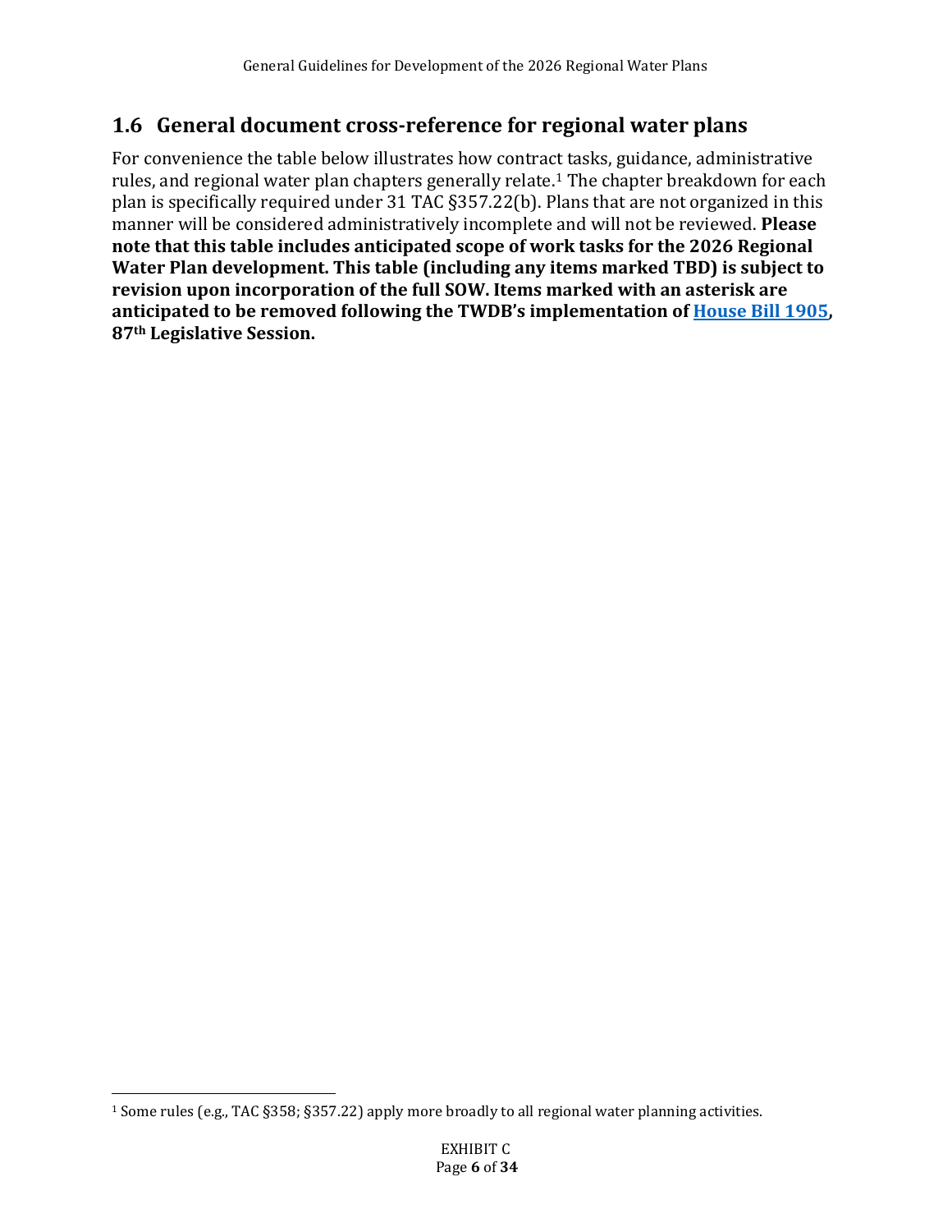## 1.6 General document cross-reference for regional water plans

For convenience the table below illustrates how contract tasks, guidance, administrative rules, and regional water plan chapters generally relate.[1] The chapter breakdown for each plan is specifically required under 31 TAC §357.22(b). Plans that are not organized in this manner will be considered administratively incomplete and will not be reviewed. **Please note that this table includes anticipated scope of work tasks for the 2026 Regional Water Plan development. This table (including any items marked TBD) is subject to revision upon incorporation of the full SOW. Items marked with an asterisk are anticipated to be removed following the TWDB's implementation of House Bill 1905, 87th Legislative Session.**

[1] Some rules (e.g., TAC §358; §357.22) apply more broadly to all regional water planning activities.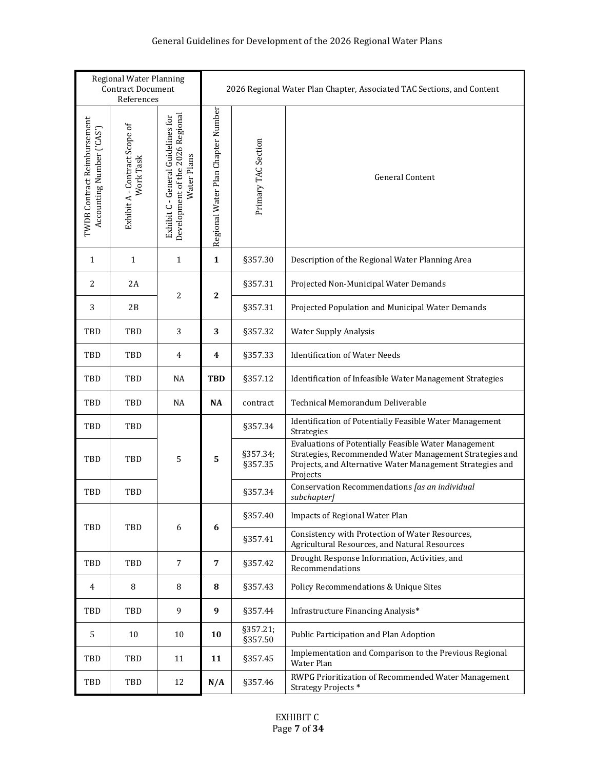| Regional Water Planning Contract Document References | | | 2026 Regional Water Plan Chapter, Associated TAC Sections, and Content | | |
|---|---|---|---|---|---|
| TWDB Contract Reimbursement Accounting Number ('CAS') | Exhibit A - Contract Scope of Work Task | Exhibit C - General Guidelines for Development of the 2026 Regional Water Plans | Regional Water Plan Chapter Number | Primary TAC Section | General Content |
| 1 | 1 | 1 | **1** | §357.30 | Description of the Regional Water Planning Area |
| 2 | 2A | 2 | **2** | §357.31 | Projected Non-Municipal Water Demands |
| 3 | 2B | | | §357.31 | Projected Population and Municipal Water Demands |
| TBD | TBD | 3 | **3** | §357.32 | Water Supply Analysis |
| TBD | TBD | 4 | **4** | §357.33 | Identification of Water Needs |
| TBD | TBD | NA | **TBD** | §357.12 | Identification of Infeasible Water Management Strategies |
| TBD | TBD | NA | **NA** | contract | Technical Memorandum Deliverable |
| TBD | TBD | 5 | **5** | §357.34 | Identification of Potentially Feasible Water Management Strategies |
| TBD | TBD | | | §357.34; §357.35 | Evaluations of Potentially Feasible Water Management Strategies, Recommended Water Management Strategies and Projects, and Alternative Water Management Strategies and Projects |
| TBD | TBD | | | §357.34 | Conservation Recommendations *[as an individual subchapter]* |
| TBD | TBD | 6 | **6** | §357.40 | Impacts of Regional Water Plan |
| | | | | §357.41 | Consistency with Protection of Water Resources, Agricultural Resources, and Natural Resources |
| TBD | TBD | 7 | **7** | §357.42 | Drought Response Information, Activities, and Recommendations |
| 4 | 8 | 8 | **8** | §357.43 | Policy Recommendations & Unique Sites |
| TBD | TBD | 9 | **9** | §357.44 | Infrastructure Financing Analysis* |
| 5 | 10 | 10 | **10** | §357.21; §357.50 | Public Participation and Plan Adoption |
| TBD | TBD | 11 | **11** | §357.45 | Implementation and Comparison to the Previous Regional Water Plan |
| TBD | TBD | 12 | **N/A** | §357.46 | RWPG Prioritization of Recommended Water Management Strategy Projects * |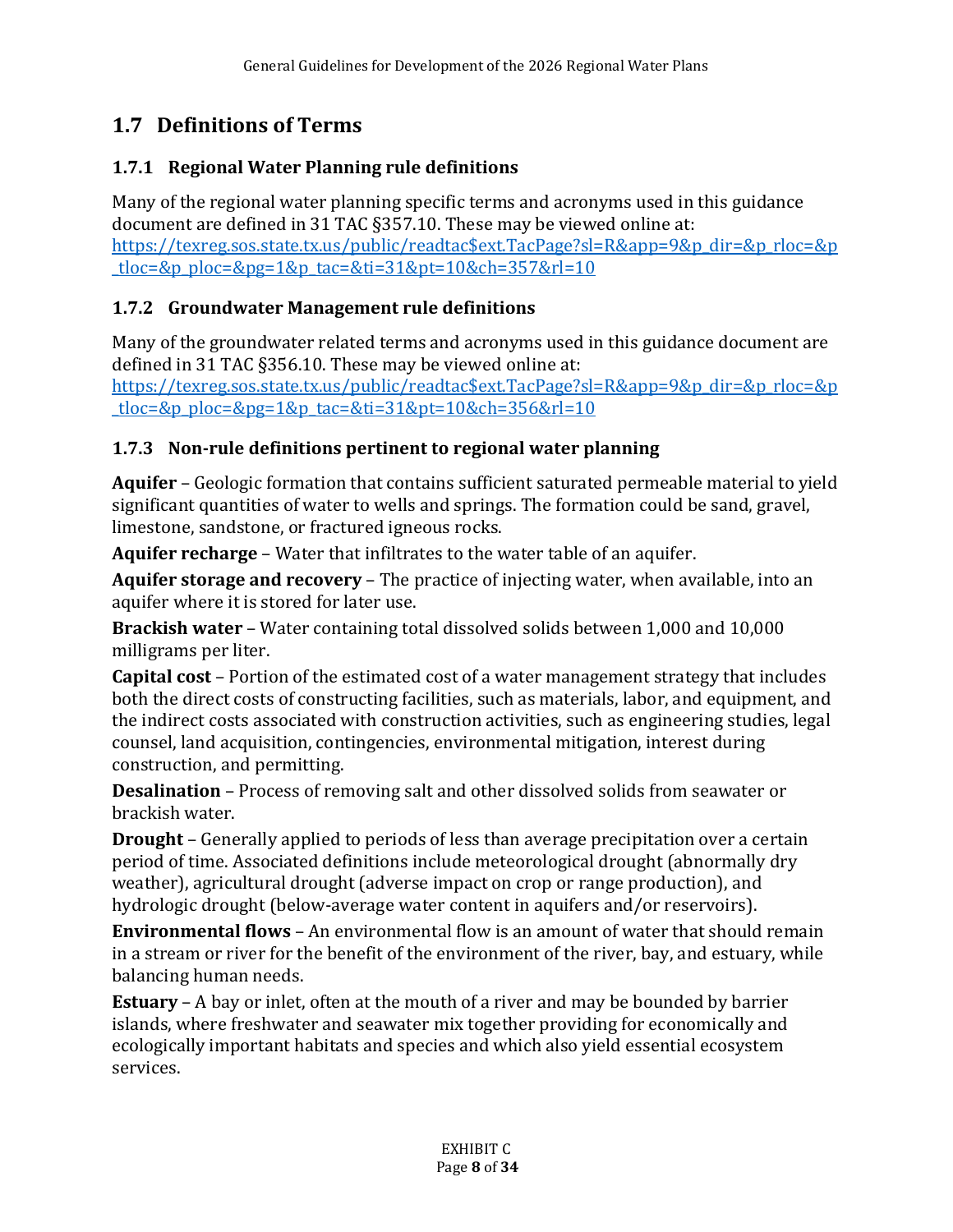## 1.7 Definitions of Terms

### 1.7.1 Regional Water Planning rule definitions

Many of the regional water planning specific terms and acronyms used in this guidance document are defined in 31 TAC §357.10. These may be viewed online at: https://texreg.sos.state.tx.us/public/readtac$ext.TacPage?sl=R&app=9&p_dir=&p_rloc=&p_tloc=&p_ploc=&pg=1&p_tac=&ti=31&pt=10&ch=357&rl=10

### 1.7.2 Groundwater Management rule definitions

Many of the groundwater related terms and acronyms used in this guidance document are defined in 31 TAC §356.10. These may be viewed online at: https://texreg.sos.state.tx.us/public/readtac$ext.TacPage?sl=R&app=9&p_dir=&p_rloc=&p_tloc=&p_ploc=&pg=1&p_tac=&ti=31&pt=10&ch=356&rl=10

### 1.7.3 Non-rule definitions pertinent to regional water planning

**Aquifer** – Geologic formation that contains sufficient saturated permeable material to yield significant quantities of water to wells and springs. The formation could be sand, gravel, limestone, sandstone, or fractured igneous rocks.

**Aquifer recharge** – Water that infiltrates to the water table of an aquifer.

**Aquifer storage and recovery** – The practice of injecting water, when available, into an aquifer where it is stored for later use.

**Brackish water** – Water containing total dissolved solids between 1,000 and 10,000 milligrams per liter.

**Capital cost** – Portion of the estimated cost of a water management strategy that includes both the direct costs of constructing facilities, such as materials, labor, and equipment, and the indirect costs associated with construction activities, such as engineering studies, legal counsel, land acquisition, contingencies, environmental mitigation, interest during construction, and permitting.

**Desalination** – Process of removing salt and other dissolved solids from seawater or brackish water.

**Drought** – Generally applied to periods of less than average precipitation over a certain period of time. Associated definitions include meteorological drought (abnormally dry weather), agricultural drought (adverse impact on crop or range production), and hydrologic drought (below-average water content in aquifers and/or reservoirs).

**Environmental flows** – An environmental flow is an amount of water that should remain in a stream or river for the benefit of the environment of the river, bay, and estuary, while balancing human needs.

**Estuary** – A bay or inlet, often at the mouth of a river and may be bounded by barrier islands, where freshwater and seawater mix together providing for economically and ecologically important habitats and species and which also yield essential ecosystem services.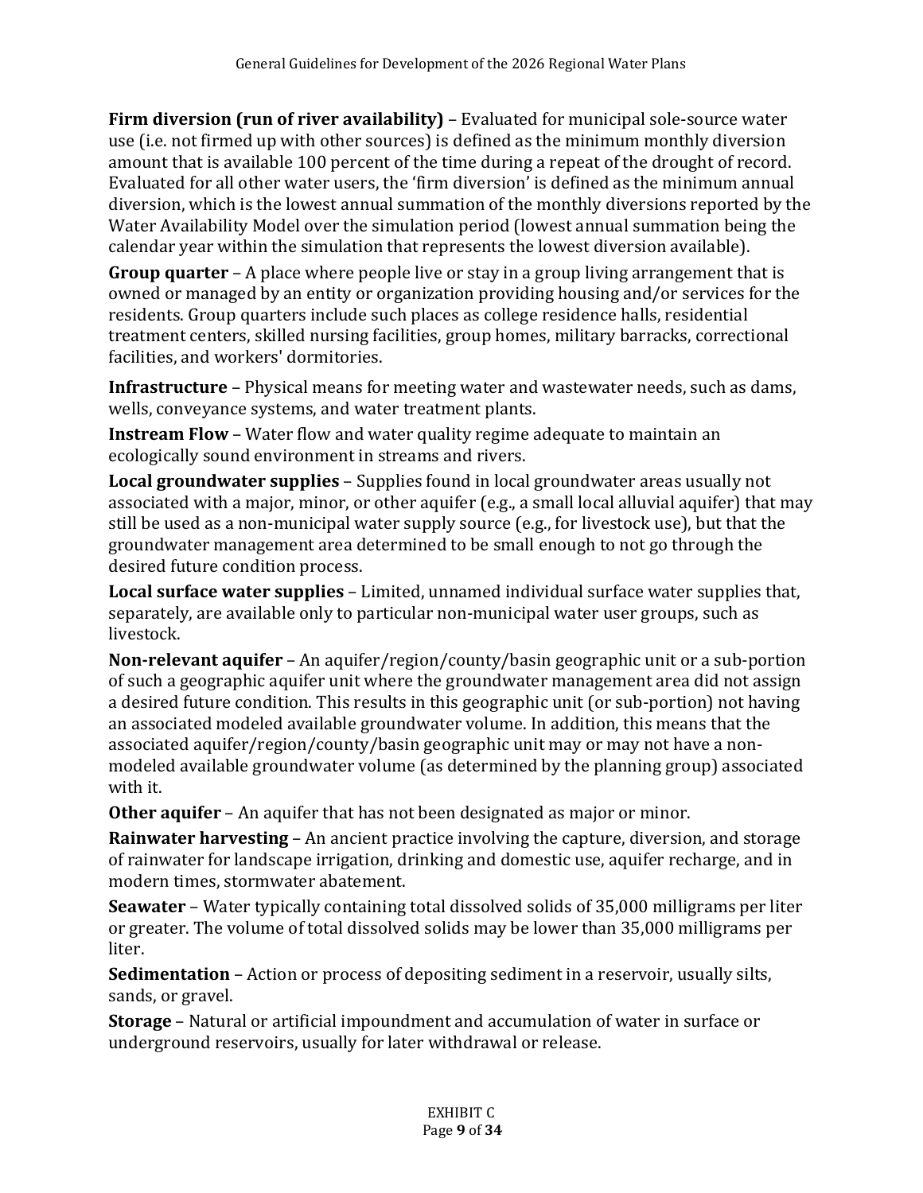**Firm diversion (run of river availability)** – Evaluated for municipal sole-source water use (i.e. not firmed up with other sources) is defined as the minimum monthly diversion amount that is available 100 percent of the time during a repeat of the drought of record. Evaluated for all other water users, the 'firm diversion' is defined as the minimum annual diversion, which is the lowest annual summation of the monthly diversions reported by the Water Availability Model over the simulation period (lowest annual summation being the calendar year within the simulation that represents the lowest diversion available).

**Group quarter** – A place where people live or stay in a group living arrangement that is owned or managed by an entity or organization providing housing and/or services for the residents. Group quarters include such places as college residence halls, residential treatment centers, skilled nursing facilities, group homes, military barracks, correctional facilities, and workers' dormitories.

**Infrastructure** – Physical means for meeting water and wastewater needs, such as dams, wells, conveyance systems, and water treatment plants.

**Instream Flow** – Water flow and water quality regime adequate to maintain an ecologically sound environment in streams and rivers.

**Local groundwater supplies** – Supplies found in local groundwater areas usually not associated with a major, minor, or other aquifer (e.g., a small local alluvial aquifer) that may still be used as a non-municipal water supply source (e.g., for livestock use), but that the groundwater management area determined to be small enough to not go through the desired future condition process.

**Local surface water supplies** – Limited, unnamed individual surface water supplies that, separately, are available only to particular non-municipal water user groups, such as livestock.

**Non-relevant aquifer** – An aquifer/region/county/basin geographic unit or a sub-portion of such a geographic aquifer unit where the groundwater management area did not assign a desired future condition. This results in this geographic unit (or sub-portion) not having an associated modeled available groundwater volume. In addition, this means that the associated aquifer/region/county/basin geographic unit may or may not have a non-modeled available groundwater volume (as determined by the planning group) associated with it.

**Other aquifer** – An aquifer that has not been designated as major or minor.

**Rainwater harvesting** – An ancient practice involving the capture, diversion, and storage of rainwater for landscape irrigation, drinking and domestic use, aquifer recharge, and in modern times, stormwater abatement.

**Seawater** – Water typically containing total dissolved solids of 35,000 milligrams per liter or greater. The volume of total dissolved solids may be lower than 35,000 milligrams per liter.

**Sedimentation** – Action or process of depositing sediment in a reservoir, usually silts, sands, or gravel.

**Storage** – Natural or artificial impoundment and accumulation of water in surface or underground reservoirs, usually for later withdrawal or release.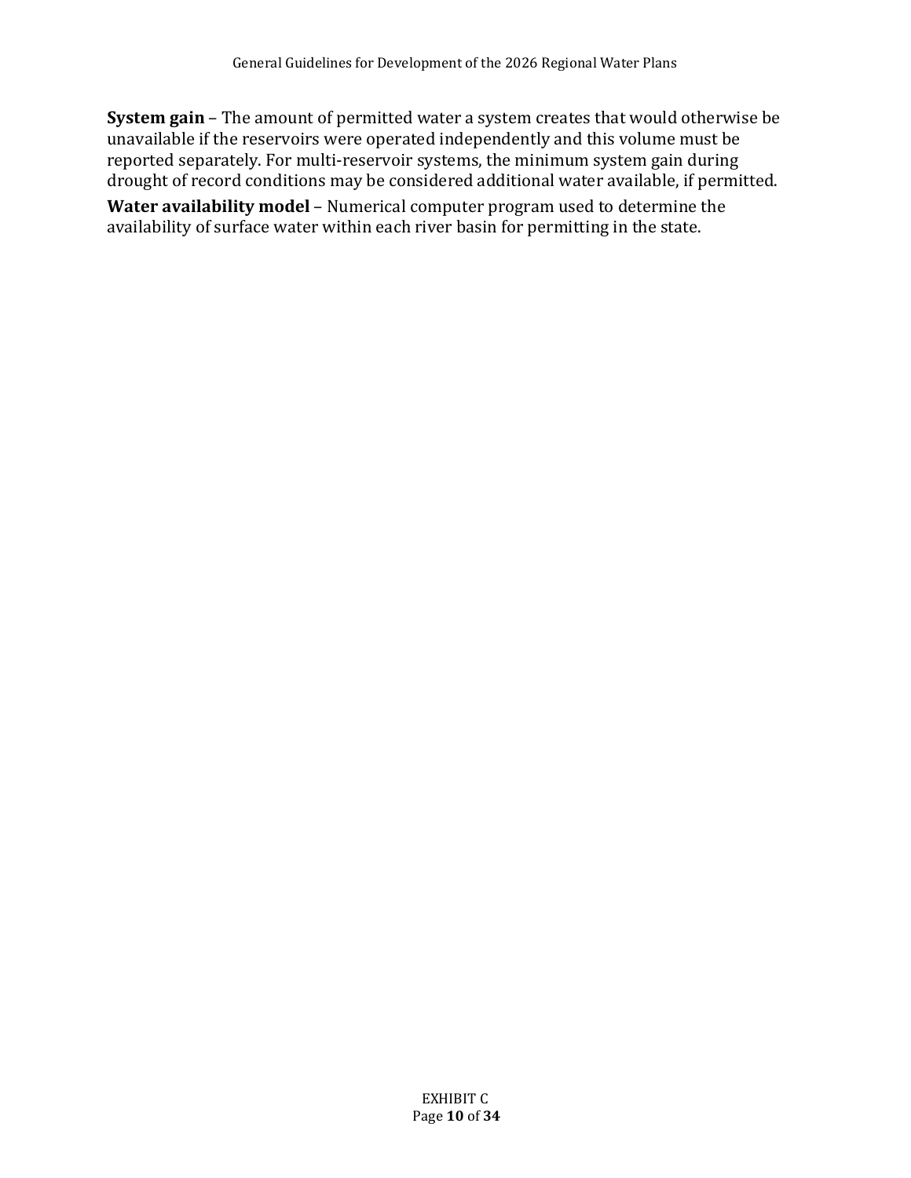**System gain** – The amount of permitted water a system creates that would otherwise be unavailable if the reservoirs were operated independently and this volume must be reported separately. For multi-reservoir systems, the minimum system gain during drought of record conditions may be considered additional water available, if permitted.

**Water availability model** – Numerical computer program used to determine the availability of surface water within each river basin for permitting in the state.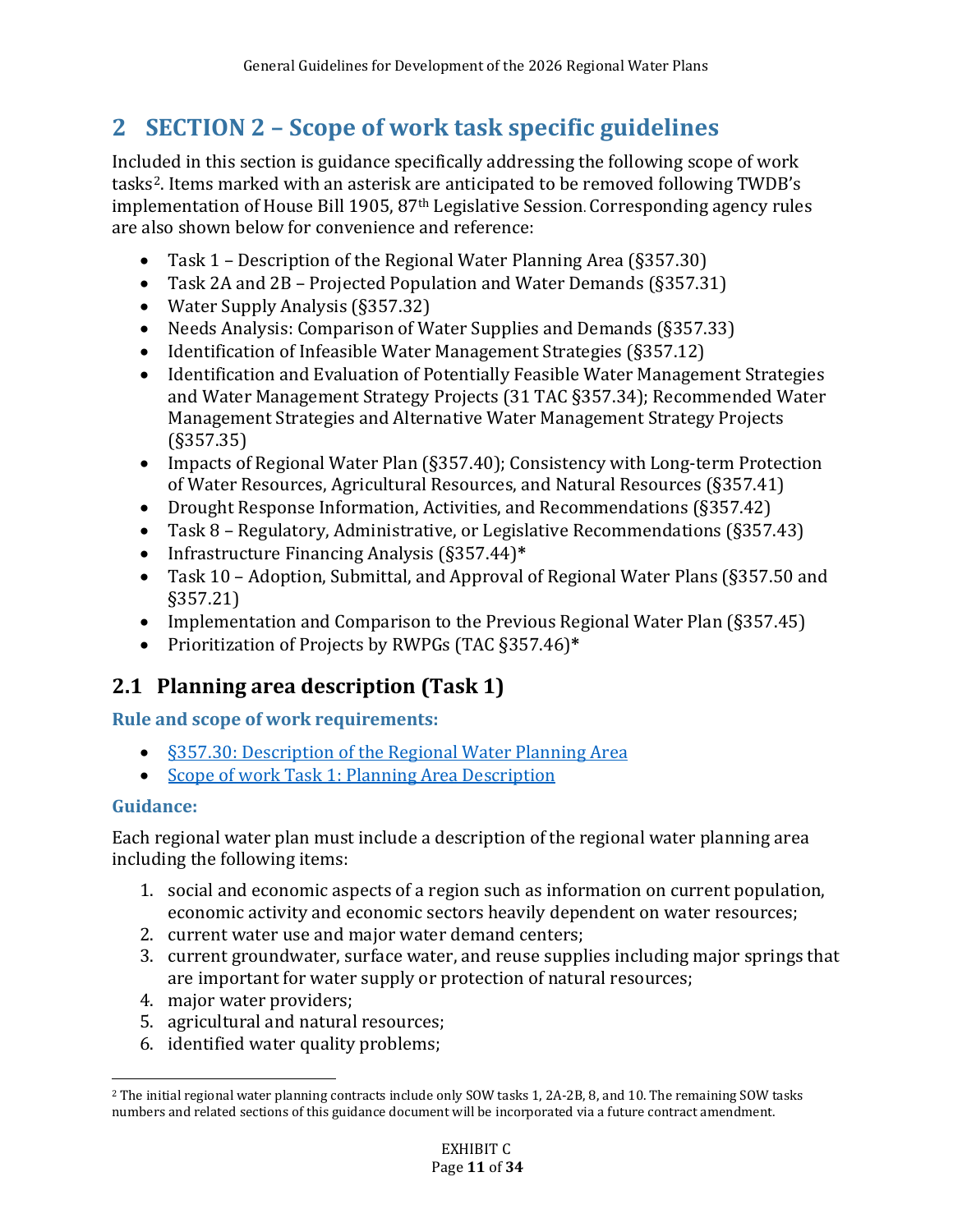# 2 SECTION 2 – Scope of work task specific guidelines

Included in this section is guidance specifically addressing the following scope of work tasks[2]. Items marked with an asterisk are anticipated to be removed following TWDB's implementation of House Bill 1905, 87th Legislative Session. Corresponding agency rules are also shown below for convenience and reference:

- Task 1 – Description of the Regional Water Planning Area (§357.30)
- Task 2A and 2B – Projected Population and Water Demands (§357.31)
- Water Supply Analysis (§357.32)
- Needs Analysis: Comparison of Water Supplies and Demands (§357.33)
- Identification of Infeasible Water Management Strategies (§357.12)
- Identification and Evaluation of Potentially Feasible Water Management Strategies and Water Management Strategy Projects (31 TAC §357.34); Recommended Water Management Strategies and Alternative Water Management Strategy Projects (§357.35)
- Impacts of Regional Water Plan (§357.40); Consistency with Long-term Protection of Water Resources, Agricultural Resources, and Natural Resources (§357.41)
- Drought Response Information, Activities, and Recommendations (§357.42)
- Task 8 – Regulatory, Administrative, or Legislative Recommendations (§357.43)
- Infrastructure Financing Analysis (§357.44)**\***
- Task 10 – Adoption, Submittal, and Approval of Regional Water Plans (§357.50 and §357.21)
- Implementation and Comparison to the Previous Regional Water Plan (§357.45)
- Prioritization of Projects by RWPGs (TAC §357.46)**\***

## 2.1 Planning area description (Task 1)

### Rule and scope of work requirements:

- [§357.30: Description of the Regional Water Planning Area]()
- [Scope of work Task 1: Planning Area Description]()

### Guidance:

Each regional water plan must include a description of the regional water planning area including the following items:

1. social and economic aspects of a region such as information on current population, economic activity and economic sectors heavily dependent on water resources;
2. current water use and major water demand centers;
3. current groundwater, surface water, and reuse supplies including major springs that are important for water supply or protection of natural resources;
4. major water providers;
5. agricultural and natural resources;
6. identified water quality problems;

[2] The initial regional water planning contracts include only SOW tasks 1, 2A-2B, 8, and 10. The remaining SOW tasks numbers and related sections of this guidance document will be incorporated via a future contract amendment.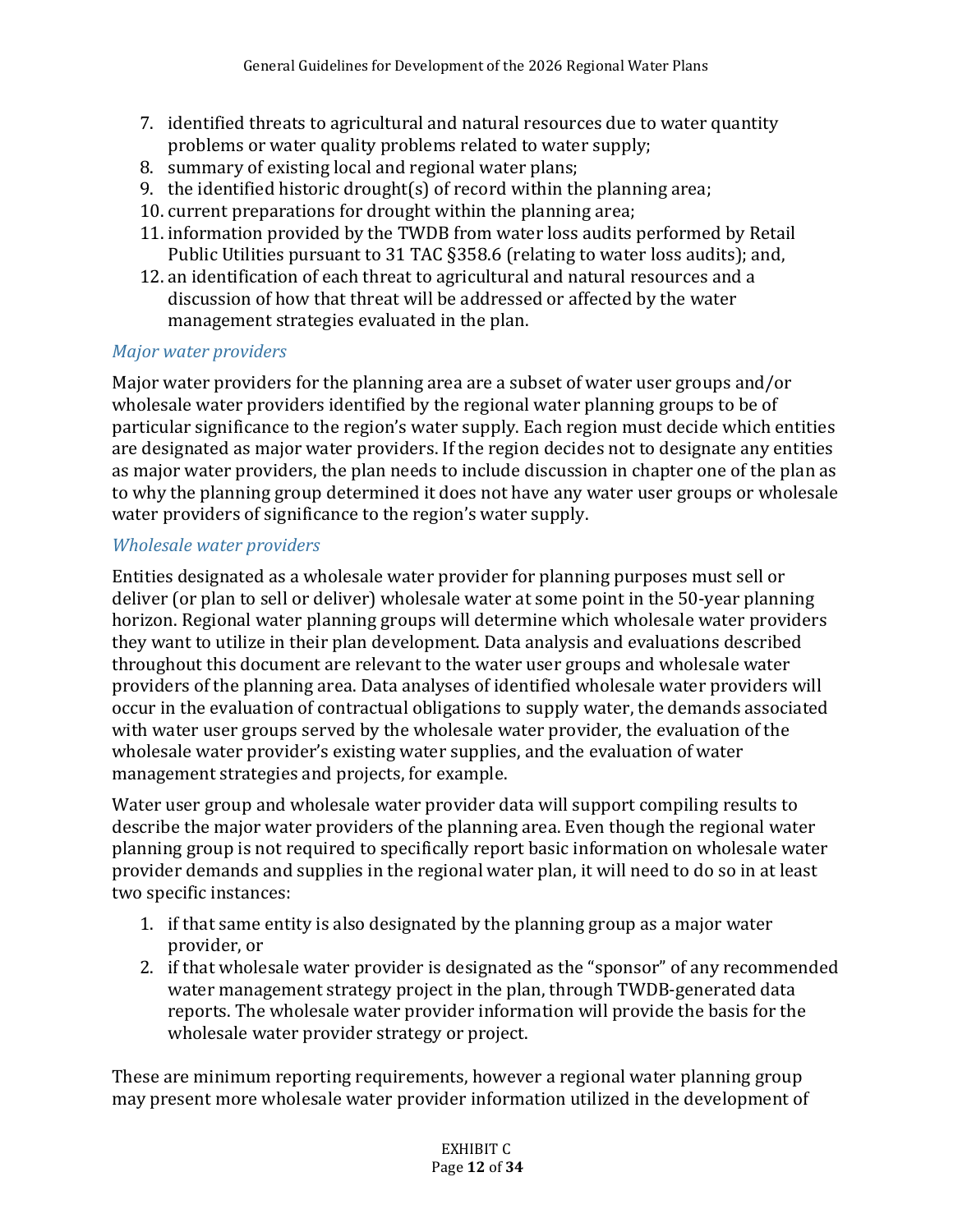7. identified threats to agricultural and natural resources due to water quantity problems or water quality problems related to water supply;
8. summary of existing local and regional water plans;
9. the identified historic drought(s) of record within the planning area;
10. current preparations for drought within the planning area;
11. information provided by the TWDB from water loss audits performed by Retail Public Utilities pursuant to 31 TAC §358.6 (relating to water loss audits); and,
12. an identification of each threat to agricultural and natural resources and a discussion of how that threat will be addressed or affected by the water management strategies evaluated in the plan.

### *Major water providers*

Major water providers for the planning area are a subset of water user groups and/or wholesale water providers identified by the regional water planning groups to be of particular significance to the region's water supply. Each region must decide which entities are designated as major water providers. If the region decides not to designate any entities as major water providers, the plan needs to include discussion in chapter one of the plan as to why the planning group determined it does not have any water user groups or wholesale water providers of significance to the region's water supply.

### *Wholesale water providers*

Entities designated as a wholesale water provider for planning purposes must sell or deliver (or plan to sell or deliver) wholesale water at some point in the 50-year planning horizon. Regional water planning groups will determine which wholesale water providers they want to utilize in their plan development. Data analysis and evaluations described throughout this document are relevant to the water user groups and wholesale water providers of the planning area. Data analyses of identified wholesale water providers will occur in the evaluation of contractual obligations to supply water, the demands associated with water user groups served by the wholesale water provider, the evaluation of the wholesale water provider's existing water supplies, and the evaluation of water management strategies and projects, for example.

Water user group and wholesale water provider data will support compiling results to describe the major water providers of the planning area. Even though the regional water planning group is not required to specifically report basic information on wholesale water provider demands and supplies in the regional water plan, it will need to do so in at least two specific instances:

1. if that same entity is also designated by the planning group as a major water provider, or
2. if that wholesale water provider is designated as the "sponsor" of any recommended water management strategy project in the plan, through TWDB-generated data reports. The wholesale water provider information will provide the basis for the wholesale water provider strategy or project.

These are minimum reporting requirements, however a regional water planning group may present more wholesale water provider information utilized in the development of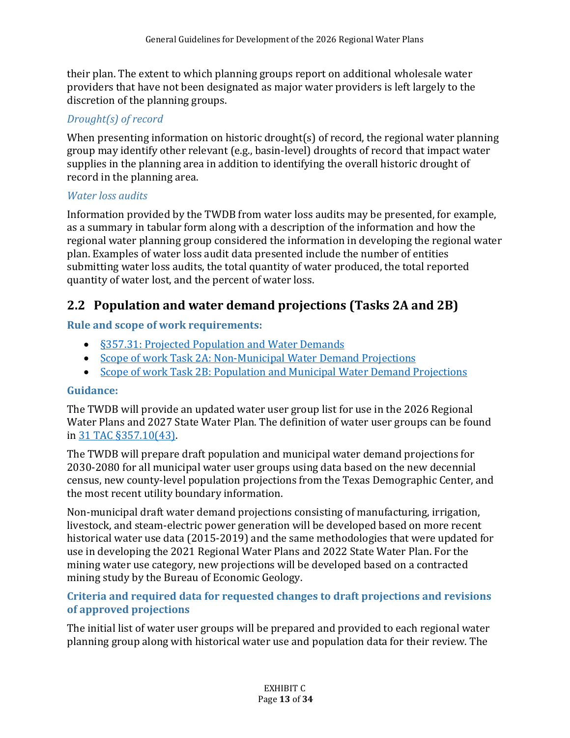their plan. The extent to which planning groups report on additional wholesale water providers that have not been designated as major water providers is left largely to the discretion of the planning groups.

*Drought(s) of record*

When presenting information on historic drought(s) of record, the regional water planning group may identify other relevant (e.g., basin-level) droughts of record that impact water supplies in the planning area in addition to identifying the overall historic drought of record in the planning area.

*Water loss audits*

Information provided by the TWDB from water loss audits may be presented, for example, as a summary in tabular form along with a description of the information and how the regional water planning group considered the information in developing the regional water plan. Examples of water loss audit data presented include the number of entities submitting water loss audits, the total quantity of water produced, the total reported quantity of water lost, and the percent of water loss.

## 2.2 Population and water demand projections (Tasks 2A and 2B)

**Rule and scope of work requirements:**

- §357.31: Projected Population and Water Demands
- Scope of work Task 2A: Non-Municipal Water Demand Projections
- Scope of work Task 2B: Population and Municipal Water Demand Projections

**Guidance:**

The TWDB will provide an updated water user group list for use in the 2026 Regional Water Plans and 2027 State Water Plan. The definition of water user groups can be found in 31 TAC §357.10(43).

The TWDB will prepare draft population and municipal water demand projections for 2030-2080 for all municipal water user groups using data based on the new decennial census, new county-level population projections from the Texas Demographic Center, and the most recent utility boundary information.

Non-municipal draft water demand projections consisting of manufacturing, irrigation, livestock, and steam-electric power generation will be developed based on more recent historical water use data (2015-2019) and the same methodologies that were updated for use in developing the 2021 Regional Water Plans and 2022 State Water Plan. For the mining water use category, new projections will be developed based on a contracted mining study by the Bureau of Economic Geology.

**Criteria and required data for requested changes to draft projections and revisions of approved projections**

The initial list of water user groups will be prepared and provided to each regional water planning group along with historical water use and population data for their review. The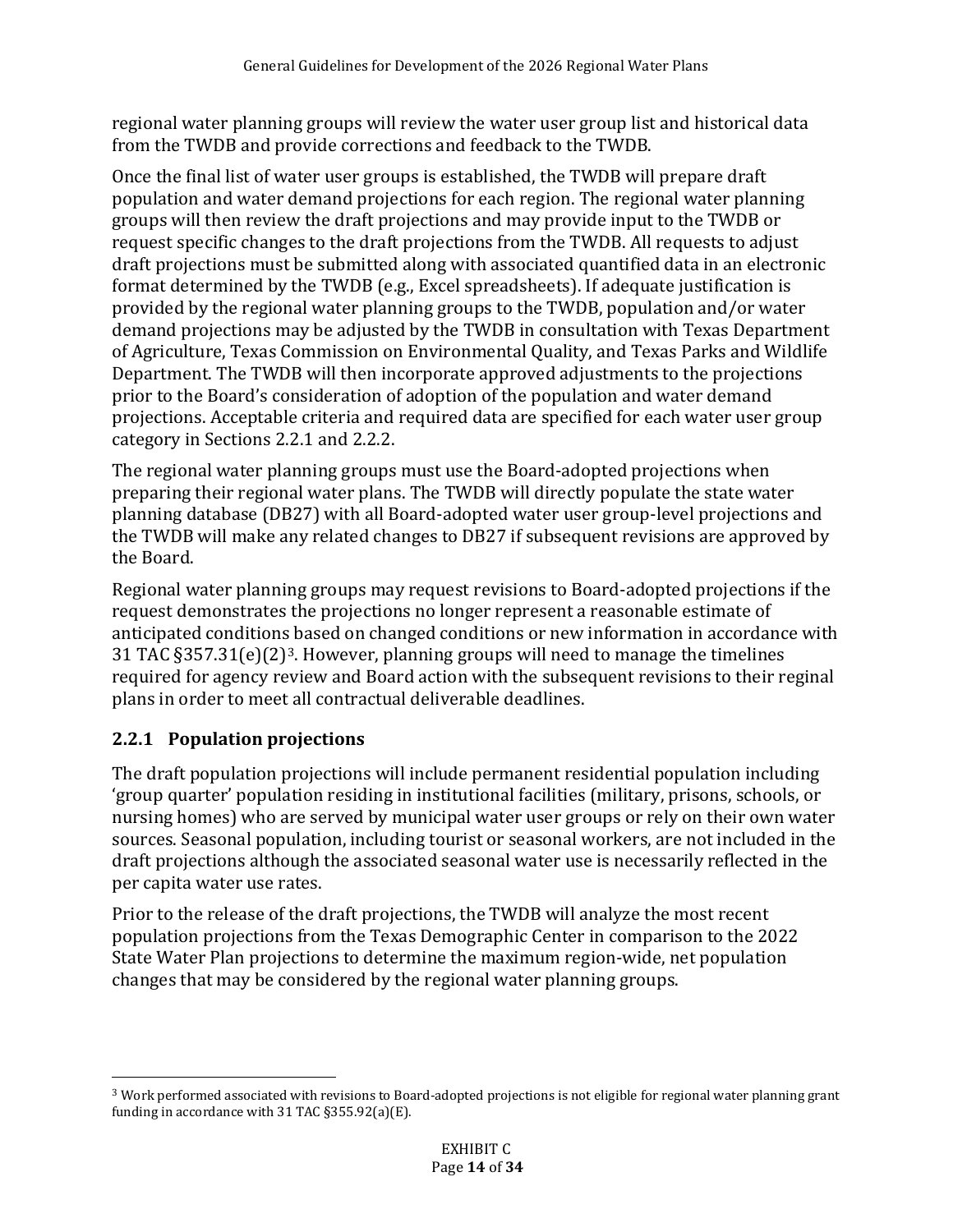regional water planning groups will review the water user group list and historical data from the TWDB and provide corrections and feedback to the TWDB.

Once the final list of water user groups is established, the TWDB will prepare draft population and water demand projections for each region. The regional water planning groups will then review the draft projections and may provide input to the TWDB or request specific changes to the draft projections from the TWDB. All requests to adjust draft projections must be submitted along with associated quantified data in an electronic format determined by the TWDB (e.g., Excel spreadsheets). If adequate justification is provided by the regional water planning groups to the TWDB, population and/or water demand projections may be adjusted by the TWDB in consultation with Texas Department of Agriculture, Texas Commission on Environmental Quality, and Texas Parks and Wildlife Department. The TWDB will then incorporate approved adjustments to the projections prior to the Board's consideration of adoption of the population and water demand projections. Acceptable criteria and required data are specified for each water user group category in Sections 2.2.1 and 2.2.2.

The regional water planning groups must use the Board-adopted projections when preparing their regional water plans. The TWDB will directly populate the state water planning database (DB27) with all Board-adopted water user group-level projections and the TWDB will make any related changes to DB27 if subsequent revisions are approved by the Board.

Regional water planning groups may request revisions to Board-adopted projections if the request demonstrates the projections no longer represent a reasonable estimate of anticipated conditions based on changed conditions or new information in accordance with 31 TAC §357.31(e)(2)[3]. However, planning groups will need to manage the timelines required for agency review and Board action with the subsequent revisions to their reginal plans in order to meet all contractual deliverable deadlines.

### 2.2.1 Population projections

The draft population projections will include permanent residential population including 'group quarter' population residing in institutional facilities (military, prisons, schools, or nursing homes) who are served by municipal water user groups or rely on their own water sources. Seasonal population, including tourist or seasonal workers, are not included in the draft projections although the associated seasonal water use is necessarily reflected in the per capita water use rates.

Prior to the release of the draft projections, the TWDB will analyze the most recent population projections from the Texas Demographic Center in comparison to the 2022 State Water Plan projections to determine the maximum region-wide, net population changes that may be considered by the regional water planning groups.

---

[3] Work performed associated with revisions to Board-adopted projections is not eligible for regional water planning grant funding in accordance with 31 TAC §355.92(a)(E).

EXHIBIT C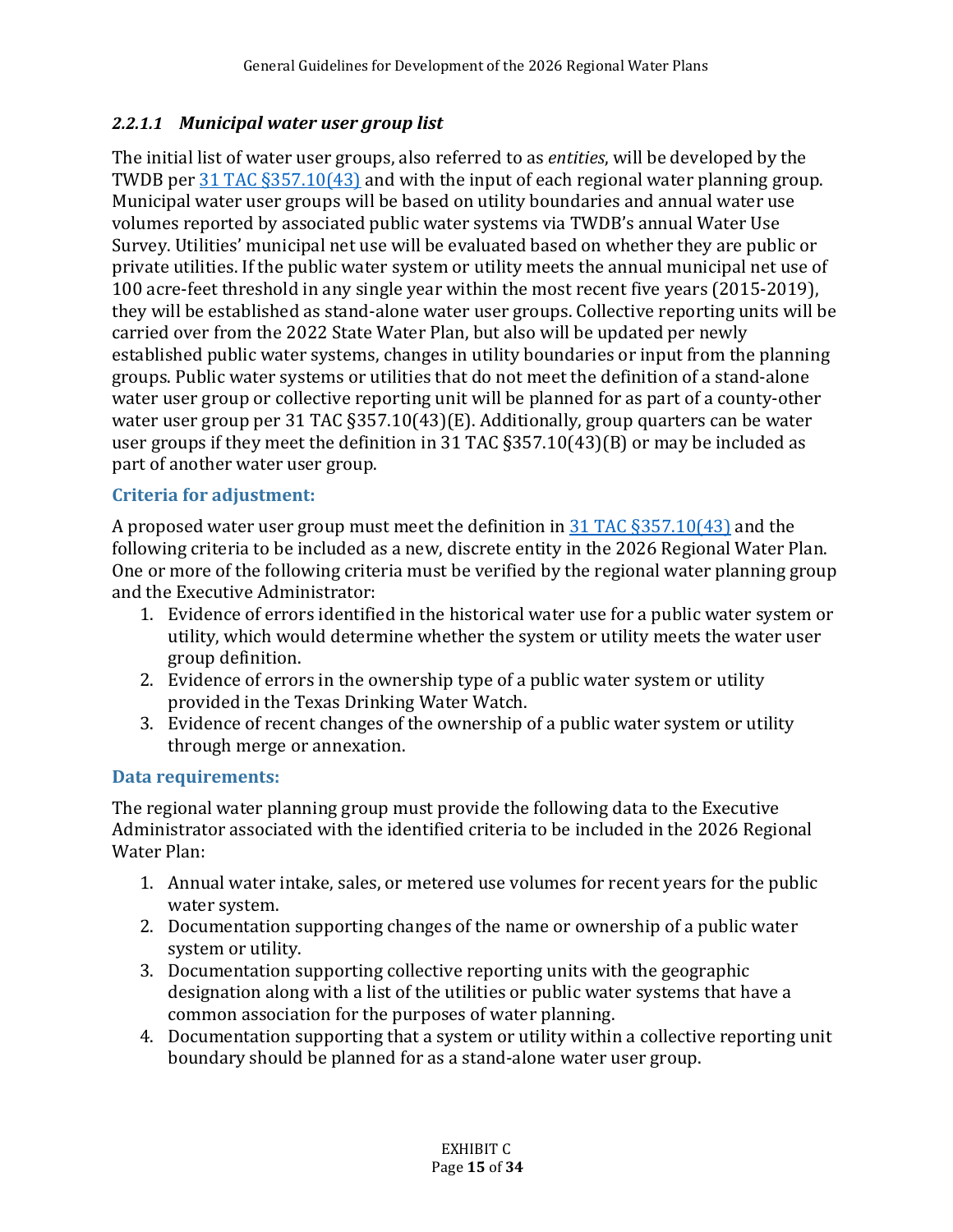### *2.2.1.1 Municipal water user group list*

The initial list of water user groups, also referred to as *entities*, will be developed by the TWDB per [31 TAC §357.10(43)](https://) and with the input of each regional water planning group. Municipal water user groups will be based on utility boundaries and annual water use volumes reported by associated public water systems via TWDB's annual Water Use Survey. Utilities' municipal net use will be evaluated based on whether they are public or private utilities. If the public water system or utility meets the annual municipal net use of 100 acre-feet threshold in any single year within the most recent five years (2015-2019), they will be established as stand-alone water user groups. Collective reporting units will be carried over from the 2022 State Water Plan, but also will be updated per newly established public water systems, changes in utility boundaries or input from the planning groups. Public water systems or utilities that do not meet the definition of a stand-alone water user group or collective reporting unit will be planned for as part of a county-other water user group per 31 TAC §357.10(43)(E). Additionally, group quarters can be water user groups if they meet the definition in 31 TAC §357.10(43)(B) or may be included as part of another water user group.

#### Criteria for adjustment:

A proposed water user group must meet the definition in 31 TAC §357.10(43) and the following criteria to be included as a new, discrete entity in the 2026 Regional Water Plan. One or more of the following criteria must be verified by the regional water planning group and the Executive Administrator:

1. Evidence of errors identified in the historical water use for a public water system or utility, which would determine whether the system or utility meets the water user group definition.
2. Evidence of errors in the ownership type of a public water system or utility provided in the Texas Drinking Water Watch.
3. Evidence of recent changes of the ownership of a public water system or utility through merge or annexation.

#### Data requirements:

The regional water planning group must provide the following data to the Executive Administrator associated with the identified criteria to be included in the 2026 Regional Water Plan:

1. Annual water intake, sales, or metered use volumes for recent years for the public water system.
2. Documentation supporting changes of the name or ownership of a public water system or utility.
3. Documentation supporting collective reporting units with the geographic designation along with a list of the utilities or public water systems that have a common association for the purposes of water planning.
4. Documentation supporting that a system or utility within a collective reporting unit boundary should be planned for as a stand-alone water user group.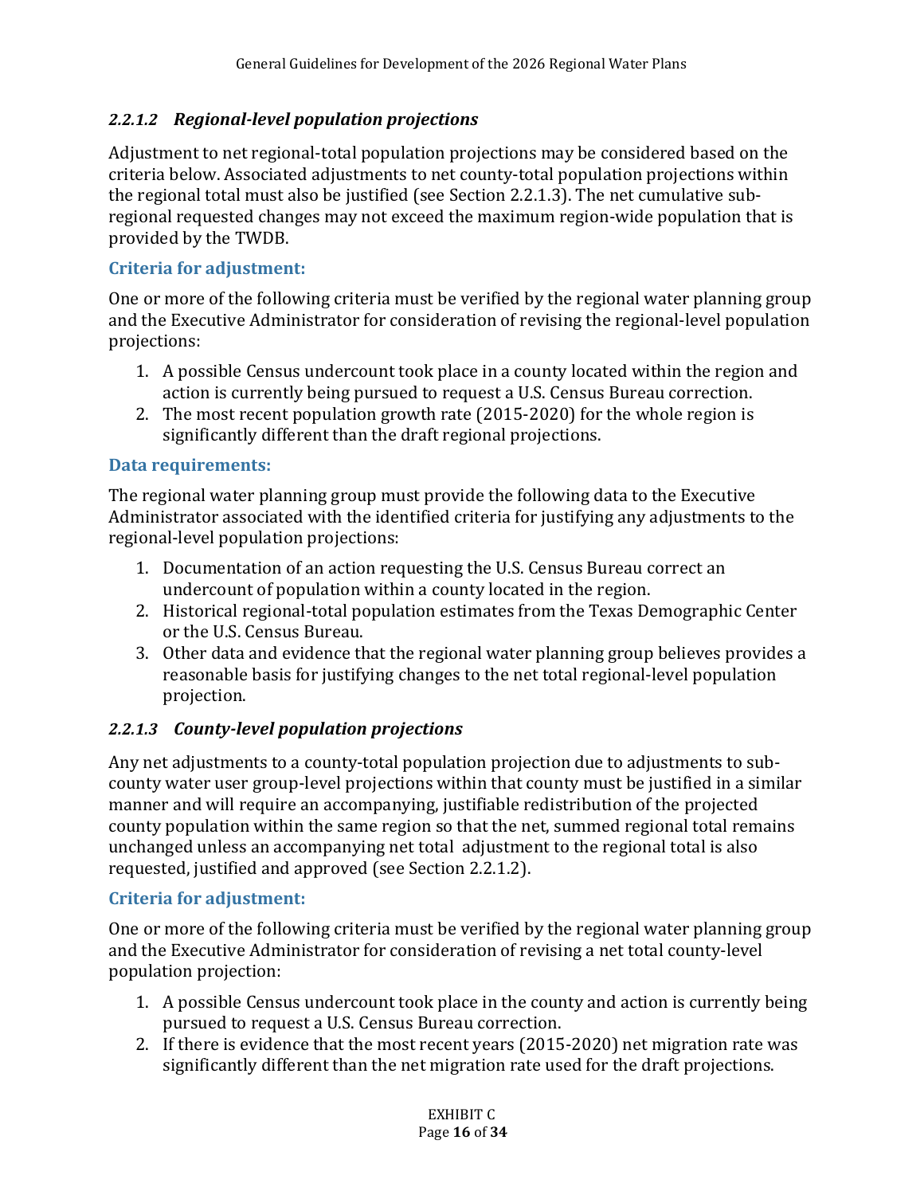### 2.2.1.2 Regional-level population projections

Adjustment to net regional-total population projections may be considered based on the criteria below. Associated adjustments to net county-total population projections within the regional total must also be justified (see Section 2.2.1.3). The net cumulative sub-regional requested changes may not exceed the maximum region-wide population that is provided by the TWDB.

#### Criteria for adjustment:

One or more of the following criteria must be verified by the regional water planning group and the Executive Administrator for consideration of revising the regional-level population projections:

1. A possible Census undercount took place in a county located within the region and action is currently being pursued to request a U.S. Census Bureau correction.
2. The most recent population growth rate (2015-2020) for the whole region is significantly different than the draft regional projections.

#### Data requirements:

The regional water planning group must provide the following data to the Executive Administrator associated with the identified criteria for justifying any adjustments to the regional-level population projections:

1. Documentation of an action requesting the U.S. Census Bureau correct an undercount of population within a county located in the region.
2. Historical regional-total population estimates from the Texas Demographic Center or the U.S. Census Bureau.
3. Other data and evidence that the regional water planning group believes provides a reasonable basis for justifying changes to the net total regional-level population projection.

### 2.2.1.3 County-level population projections

Any net adjustments to a county-total population projection due to adjustments to sub-county water user group-level projections within that county must be justified in a similar manner and will require an accompanying, justifiable redistribution of the projected county population within the same region so that the net, summed regional total remains unchanged unless an accompanying net total adjustment to the regional total is also requested, justified and approved (see Section 2.2.1.2).

#### Criteria for adjustment:

One or more of the following criteria must be verified by the regional water planning group and the Executive Administrator for consideration of revising a net total county-level population projection:

1. A possible Census undercount took place in the county and action is currently being pursued to request a U.S. Census Bureau correction.
2. If there is evidence that the most recent years (2015-2020) net migration rate was significantly different than the net migration rate used for the draft projections.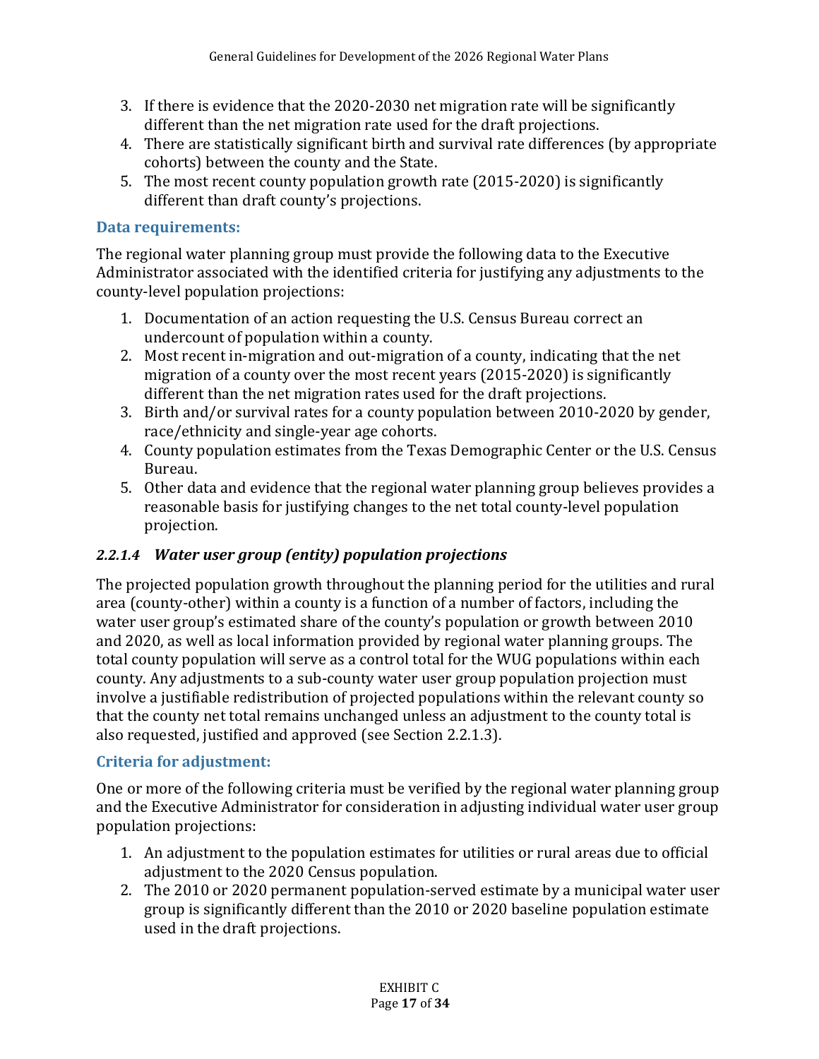3. If there is evidence that the 2020-2030 net migration rate will be significantly different than the net migration rate used for the draft projections.
4. There are statistically significant birth and survival rate differences (by appropriate cohorts) between the county and the State.
5. The most recent county population growth rate (2015-2020) is significantly different than draft county's projections.

**Data requirements:**

The regional water planning group must provide the following data to the Executive Administrator associated with the identified criteria for justifying any adjustments to the county-level population projections:

1. Documentation of an action requesting the U.S. Census Bureau correct an undercount of population within a county.
2. Most recent in-migration and out-migration of a county, indicating that the net migration of a county over the most recent years (2015-2020) is significantly different than the net migration rates used for the draft projections.
3. Birth and/or survival rates for a county population between 2010-2020 by gender, race/ethnicity and single-year age cohorts.
4. County population estimates from the Texas Demographic Center or the U.S. Census Bureau.
5. Other data and evidence that the regional water planning group believes provides a reasonable basis for justifying changes to the net total county-level population projection.

### *2.2.1.4 Water user group (entity) population projections*

The projected population growth throughout the planning period for the utilities and rural area (county-other) within a county is a function of a number of factors, including the water user group's estimated share of the county's population or growth between 2010 and 2020, as well as local information provided by regional water planning groups. The total county population will serve as a control total for the WUG populations within each county. Any adjustments to a sub-county water user group population projection must involve a justifiable redistribution of projected populations within the relevant county so that the county net total remains unchanged unless an adjustment to the county total is also requested, justified and approved (see Section 2.2.1.3).

**Criteria for adjustment:**

One or more of the following criteria must be verified by the regional water planning group and the Executive Administrator for consideration in adjusting individual water user group population projections:

1. An adjustment to the population estimates for utilities or rural areas due to official adjustment to the 2020 Census population.
2. The 2010 or 2020 permanent population-served estimate by a municipal water user group is significantly different than the 2010 or 2020 baseline population estimate used in the draft projections.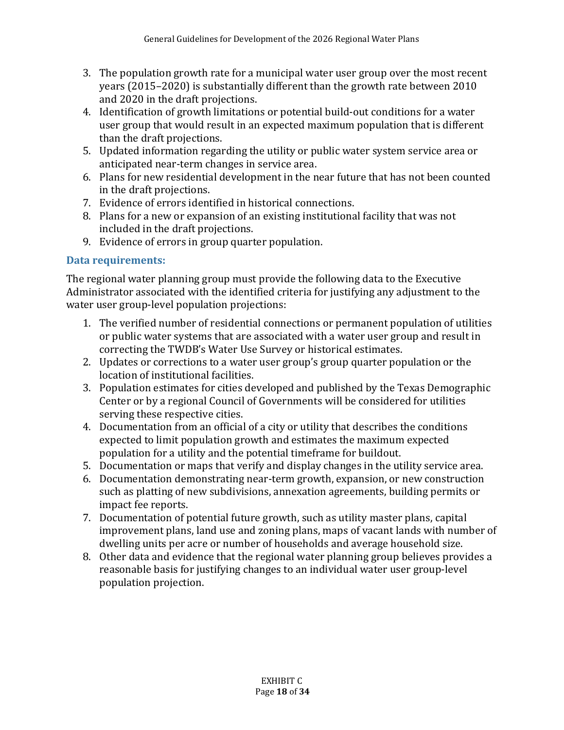3. The population growth rate for a municipal water user group over the most recent years (2015–2020) is substantially different than the growth rate between 2010 and 2020 in the draft projections.
4. Identification of growth limitations or potential build-out conditions for a water user group that would result in an expected maximum population that is different than the draft projections.
5. Updated information regarding the utility or public water system service area or anticipated near-term changes in service area.
6. Plans for new residential development in the near future that has not been counted in the draft projections.
7. Evidence of errors identified in historical connections.
8. Plans for a new or expansion of an existing institutional facility that was not included in the draft projections.
9. Evidence of errors in group quarter population.

### Data requirements:

The regional water planning group must provide the following data to the Executive Administrator associated with the identified criteria for justifying any adjustment to the water user group-level population projections:

1. The verified number of residential connections or permanent population of utilities or public water systems that are associated with a water user group and result in correcting the TWDB's Water Use Survey or historical estimates.
2. Updates or corrections to a water user group's group quarter population or the location of institutional facilities.
3. Population estimates for cities developed and published by the Texas Demographic Center or by a regional Council of Governments will be considered for utilities serving these respective cities.
4. Documentation from an official of a city or utility that describes the conditions expected to limit population growth and estimates the maximum expected population for a utility and the potential timeframe for buildout.
5. Documentation or maps that verify and display changes in the utility service area.
6. Documentation demonstrating near-term growth, expansion, or new construction such as platting of new subdivisions, annexation agreements, building permits or impact fee reports.
7. Documentation of potential future growth, such as utility master plans, capital improvement plans, land use and zoning plans, maps of vacant lands with number of dwelling units per acre or number of households and average household size.
8. Other data and evidence that the regional water planning group believes provides a reasonable basis for justifying changes to an individual water user group-level population projection.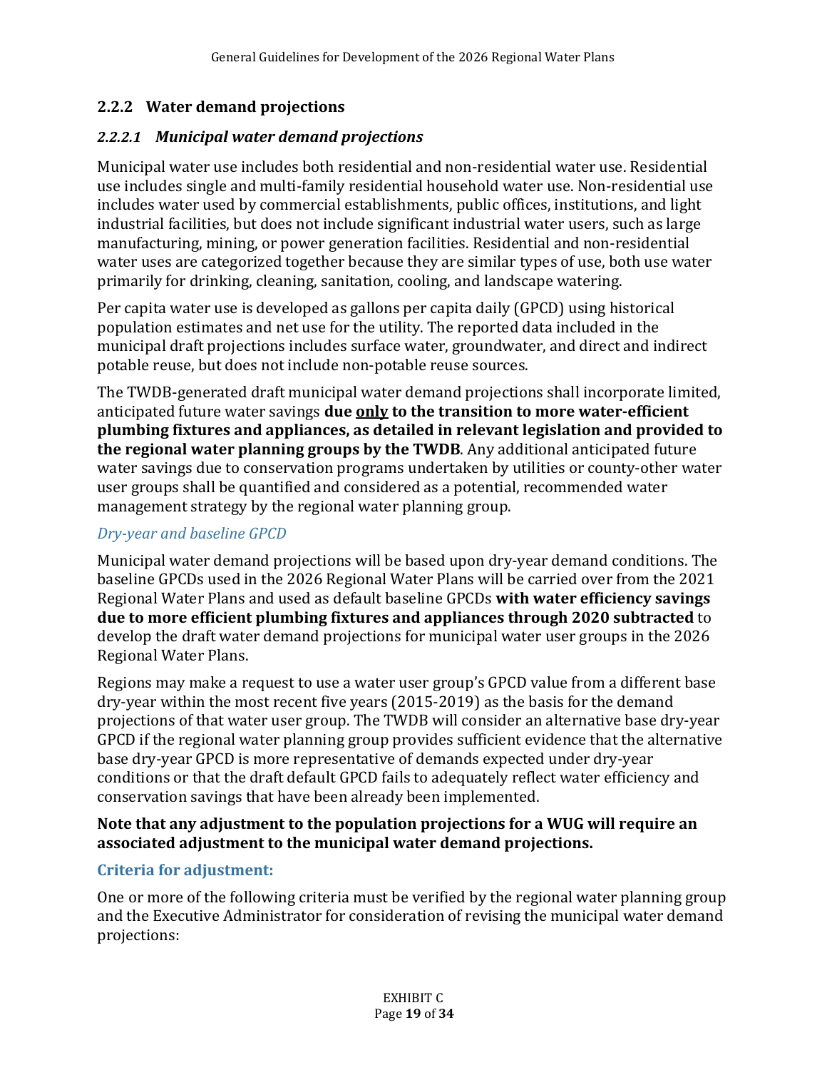### 2.2.2 Water demand projections

#### *2.2.2.1 Municipal water demand projections*

Municipal water use includes both residential and non-residential water use. Residential use includes single and multi-family residential household water use. Non-residential use includes water used by commercial establishments, public offices, institutions, and light industrial facilities, but does not include significant industrial water users, such as large manufacturing, mining, or power generation facilities. Residential and non-residential water uses are categorized together because they are similar types of use, both use water primarily for drinking, cleaning, sanitation, cooling, and landscape watering.

Per capita water use is developed as gallons per capita daily (GPCD) using historical population estimates and net use for the utility. The reported data included in the municipal draft projections includes surface water, groundwater, and direct and indirect potable reuse, but does not include non-potable reuse sources.

The TWDB-generated draft municipal water demand projections shall incorporate limited, anticipated future water savings **due <u>only</u> to the transition to more water-efficient plumbing fixtures and appliances, as detailed in relevant legislation and provided to the regional water planning groups by the TWDB**. Any additional anticipated future water savings due to conservation programs undertaken by utilities or county-other water user groups shall be quantified and considered as a potential, recommended water management strategy by the regional water planning group.

*Dry-year and baseline GPCD*

Municipal water demand projections will be based upon dry-year demand conditions. The baseline GPCDs used in the 2026 Regional Water Plans will be carried over from the 2021 Regional Water Plans and used as default baseline GPCDs **with water efficiency savings due to more efficient plumbing fixtures and appliances through 2020 subtracted** to develop the draft water demand projections for municipal water user groups in the 2026 Regional Water Plans.

Regions may make a request to use a water user group's GPCD value from a different base dry-year within the most recent five years (2015-2019) as the basis for the demand projections of that water user group. The TWDB will consider an alternative base dry-year GPCD if the regional water planning group provides sufficient evidence that the alternative base dry-year GPCD is more representative of demands expected under dry-year conditions or that the draft default GPCD fails to adequately reflect water efficiency and conservation savings that have been already been implemented.

**Note that any adjustment to the population projections for a WUG will require an associated adjustment to the municipal water demand projections.**

**Criteria for adjustment:**

One or more of the following criteria must be verified by the regional water planning group and the Executive Administrator for consideration of revising the municipal water demand projections: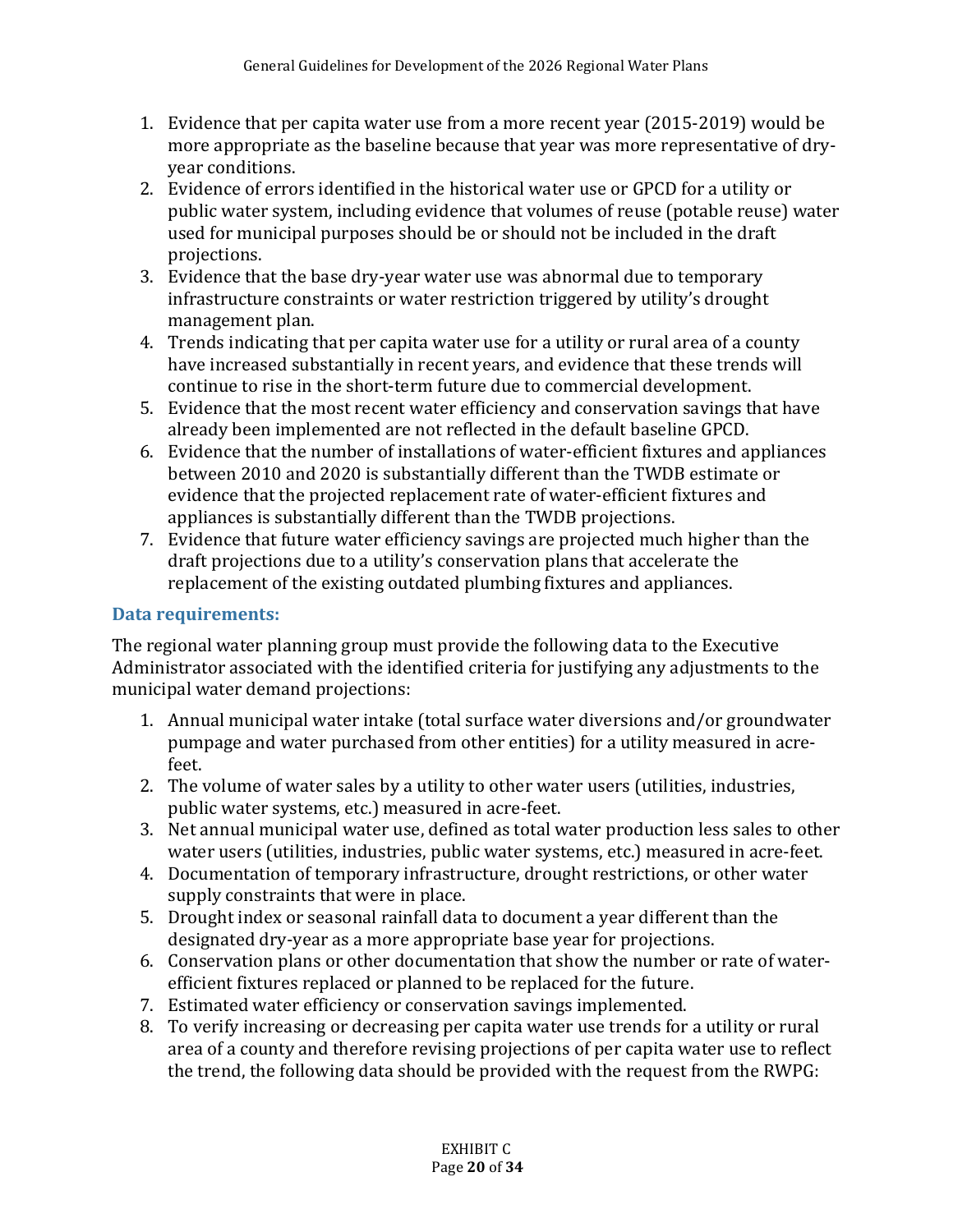1. Evidence that per capita water use from a more recent year (2015-2019) would be more appropriate as the baseline because that year was more representative of dry-year conditions.
2. Evidence of errors identified in the historical water use or GPCD for a utility or public water system, including evidence that volumes of reuse (potable reuse) water used for municipal purposes should be or should not be included in the draft projections.
3. Evidence that the base dry-year water use was abnormal due to temporary infrastructure constraints or water restriction triggered by utility's drought management plan.
4. Trends indicating that per capita water use for a utility or rural area of a county have increased substantially in recent years, and evidence that these trends will continue to rise in the short-term future due to commercial development.
5. Evidence that the most recent water efficiency and conservation savings that have already been implemented are not reflected in the default baseline GPCD.
6. Evidence that the number of installations of water-efficient fixtures and appliances between 2010 and 2020 is substantially different than the TWDB estimate or evidence that the projected replacement rate of water-efficient fixtures and appliances is substantially different than the TWDB projections.
7. Evidence that future water efficiency savings are projected much higher than the draft projections due to a utility's conservation plans that accelerate the replacement of the existing outdated plumbing fixtures and appliances.

### Data requirements:

The regional water planning group must provide the following data to the Executive Administrator associated with the identified criteria for justifying any adjustments to the municipal water demand projections:

1. Annual municipal water intake (total surface water diversions and/or groundwater pumpage and water purchased from other entities) for a utility measured in acre-feet.
2. The volume of water sales by a utility to other water users (utilities, industries, public water systems, etc.) measured in acre-feet.
3. Net annual municipal water use, defined as total water production less sales to other water users (utilities, industries, public water systems, etc.) measured in acre-feet.
4. Documentation of temporary infrastructure, drought restrictions, or other water supply constraints that were in place.
5. Drought index or seasonal rainfall data to document a year different than the designated dry-year as a more appropriate base year for projections.
6. Conservation plans or other documentation that show the number or rate of water-efficient fixtures replaced or planned to be replaced for the future.
7. Estimated water efficiency or conservation savings implemented.
8. To verify increasing or decreasing per capita water use trends for a utility or rural area of a county and therefore revising projections of per capita water use to reflect the trend, the following data should be provided with the request from the RWPG: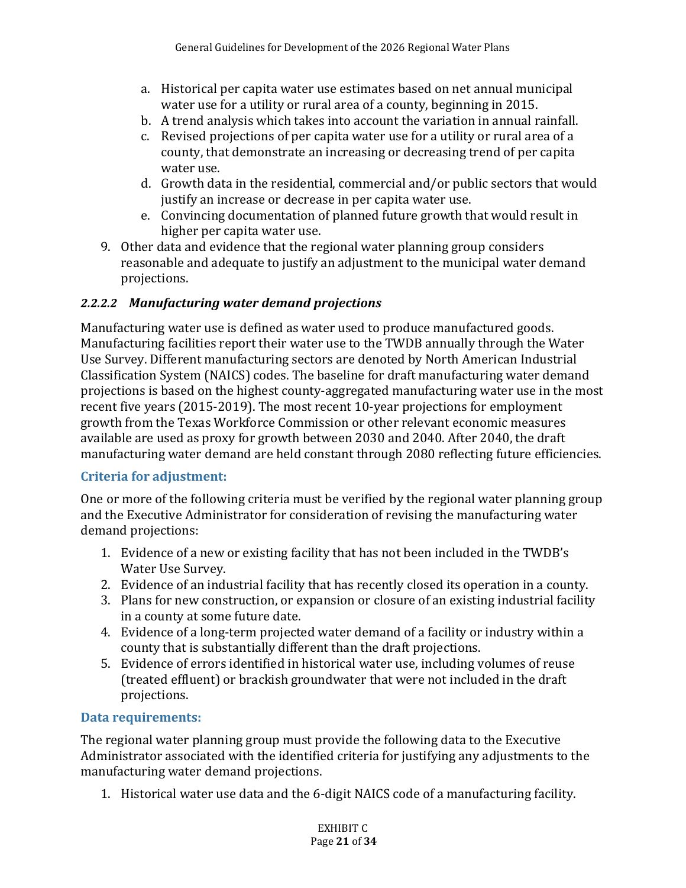a. Historical per capita water use estimates based on net annual municipal water use for a utility or rural area of a county, beginning in 2015.
   b. A trend analysis which takes into account the variation in annual rainfall.
   c. Revised projections of per capita water use for a utility or rural area of a county, that demonstrate an increasing or decreasing trend of per capita water use.
   d. Growth data in the residential, commercial and/or public sectors that would justify an increase or decrease in per capita water use.
   e. Convincing documentation of planned future growth that would result in higher per capita water use.
9. Other data and evidence that the regional water planning group considers reasonable and adequate to justify an adjustment to the municipal water demand projections.

#### *2.2.2.2 Manufacturing water demand projections*

Manufacturing water use is defined as water used to produce manufactured goods. Manufacturing facilities report their water use to the TWDB annually through the Water Use Survey. Different manufacturing sectors are denoted by North American Industrial Classification System (NAICS) codes. The baseline for draft manufacturing water demand projections is based on the highest county-aggregated manufacturing water use in the most recent five years (2015-2019). The most recent 10-year projections for employment growth from the Texas Workforce Commission or other relevant economic measures available are used as proxy for growth between 2030 and 2040. After 2040, the draft manufacturing water demand are held constant through 2080 reflecting future efficiencies.

**Criteria for adjustment:**

One or more of the following criteria must be verified by the regional water planning group and the Executive Administrator for consideration of revising the manufacturing water demand projections:

1. Evidence of a new or existing facility that has not been included in the TWDB's Water Use Survey.
2. Evidence of an industrial facility that has recently closed its operation in a county.
3. Plans for new construction, or expansion or closure of an existing industrial facility in a county at some future date.
4. Evidence of a long-term projected water demand of a facility or industry within a county that is substantially different than the draft projections.
5. Evidence of errors identified in historical water use, including volumes of reuse (treated effluent) or brackish groundwater that were not included in the draft projections.

**Data requirements:**

The regional water planning group must provide the following data to the Executive Administrator associated with the identified criteria for justifying any adjustments to the manufacturing water demand projections.

1. Historical water use data and the 6-digit NAICS code of a manufacturing facility.

EXHIBIT C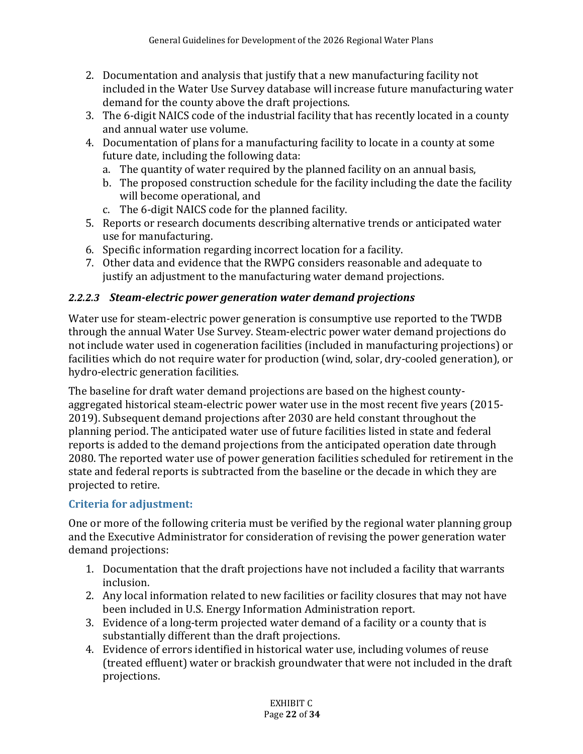2. Documentation and analysis that justify that a new manufacturing facility not included in the Water Use Survey database will increase future manufacturing water demand for the county above the draft projections.
3. The 6-digit NAICS code of the industrial facility that has recently located in a county and annual water use volume.
4. Documentation of plans for a manufacturing facility to locate in a county at some future date, including the following data:
   a. The quantity of water required by the planned facility on an annual basis,
   b. The proposed construction schedule for the facility including the date the facility will become operational, and
   c. The 6-digit NAICS code for the planned facility.
5. Reports or research documents describing alternative trends or anticipated water use for manufacturing.
6. Specific information regarding incorrect location for a facility.
7. Other data and evidence that the RWPG considers reasonable and adequate to justify an adjustment to the manufacturing water demand projections.

#### *2.2.2.3 Steam-electric power generation water demand projections*

Water use for steam-electric power generation is consumptive use reported to the TWDB through the annual Water Use Survey. Steam-electric power water demand projections do not include water used in cogeneration facilities (included in manufacturing projections) or facilities which do not require water for production (wind, solar, dry-cooled generation), or hydro-electric generation facilities.

The baseline for draft water demand projections are based on the highest county-aggregated historical steam-electric power water use in the most recent five years (2015-2019). Subsequent demand projections after 2030 are held constant throughout the planning period. The anticipated water use of future facilities listed in state and federal reports is added to the demand projections from the anticipated operation date through 2080. The reported water use of power generation facilities scheduled for retirement in the state and federal reports is subtracted from the baseline or the decade in which they are projected to retire.

**Criteria for adjustment:**

One or more of the following criteria must be verified by the regional water planning group and the Executive Administrator for consideration of revising the power generation water demand projections:

1. Documentation that the draft projections have not included a facility that warrants inclusion.
2. Any local information related to new facilities or facility closures that may not have been included in U.S. Energy Information Administration report.
3. Evidence of a long-term projected water demand of a facility or a county that is substantially different than the draft projections.
4. Evidence of errors identified in historical water use, including volumes of reuse (treated effluent) water or brackish groundwater that were not included in the draft projections.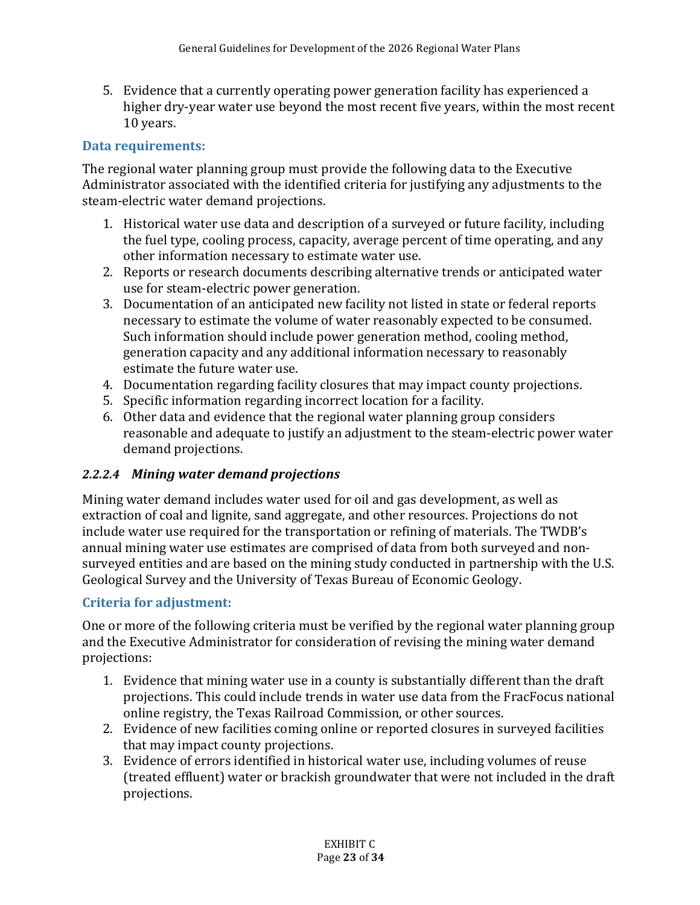5. Evidence that a currently operating power generation facility has experienced a higher dry-year water use beyond the most recent five years, within the most recent 10 years.

**Data requirements:**

The regional water planning group must provide the following data to the Executive Administrator associated with the identified criteria for justifying any adjustments to the steam-electric water demand projections.

1. Historical water use data and description of a surveyed or future facility, including the fuel type, cooling process, capacity, average percent of time operating, and any other information necessary to estimate water use.
2. Reports or research documents describing alternative trends or anticipated water use for steam-electric power generation.
3. Documentation of an anticipated new facility not listed in state or federal reports necessary to estimate the volume of water reasonably expected to be consumed. Such information should include power generation method, cooling method, generation capacity and any additional information necessary to reasonably estimate the future water use.
4. Documentation regarding facility closures that may impact county projections.
5. Specific information regarding incorrect location for a facility.
6. Other data and evidence that the regional water planning group considers reasonable and adequate to justify an adjustment to the steam-electric power water demand projections.

#### *2.2.2.4 Mining water demand projections*

Mining water demand includes water used for oil and gas development, as well as extraction of coal and lignite, sand aggregate, and other resources. Projections do not include water use required for the transportation or refining of materials. The TWDB's annual mining water use estimates are comprised of data from both surveyed and non-surveyed entities and are based on the mining study conducted in partnership with the U.S. Geological Survey and the University of Texas Bureau of Economic Geology.

**Criteria for adjustment:**

One or more of the following criteria must be verified by the regional water planning group and the Executive Administrator for consideration of revising the mining water demand projections:

1. Evidence that mining water use in a county is substantially different than the draft projections. This could include trends in water use data from the FracFocus national online registry, the Texas Railroad Commission, or other sources.
2. Evidence of new facilities coming online or reported closures in surveyed facilities that may impact county projections.
3. Evidence of errors identified in historical water use, including volumes of reuse (treated effluent) water or brackish groundwater that were not included in the draft projections.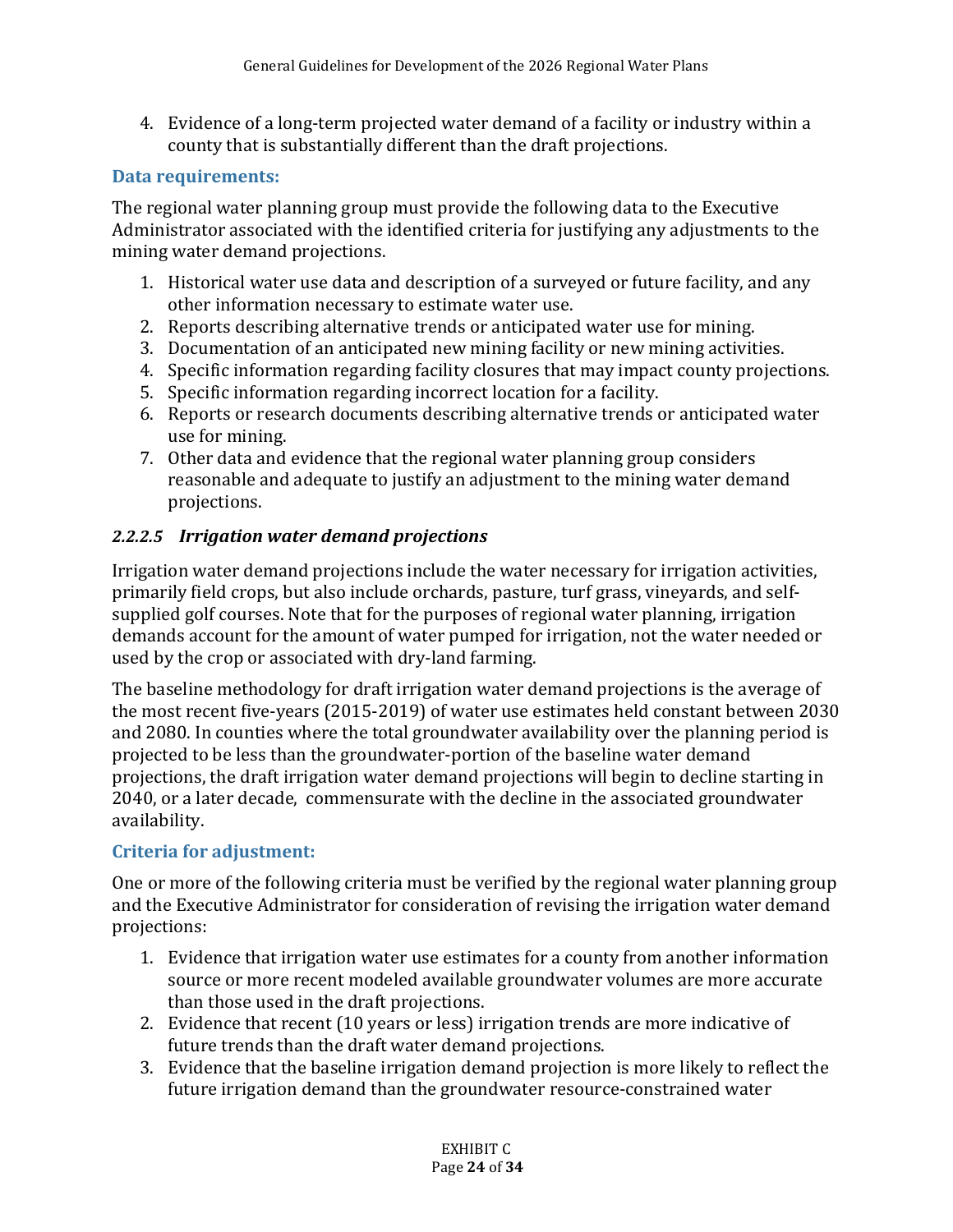4. Evidence of a long-term projected water demand of a facility or industry within a county that is substantially different than the draft projections.

**Data requirements:**

The regional water planning group must provide the following data to the Executive Administrator associated with the identified criteria for justifying any adjustments to the mining water demand projections.

1. Historical water use data and description of a surveyed or future facility, and any other information necessary to estimate water use.
2. Reports describing alternative trends or anticipated water use for mining.
3. Documentation of an anticipated new mining facility or new mining activities.
4. Specific information regarding facility closures that may impact county projections.
5. Specific information regarding incorrect location for a facility.
6. Reports or research documents describing alternative trends or anticipated water use for mining.
7. Other data and evidence that the regional water planning group considers reasonable and adequate to justify an adjustment to the mining water demand projections.

#### *2.2.2.5 Irrigation water demand projections*

Irrigation water demand projections include the water necessary for irrigation activities, primarily field crops, but also include orchards, pasture, turf grass, vineyards, and self-supplied golf courses. Note that for the purposes of regional water planning, irrigation demands account for the amount of water pumped for irrigation, not the water needed or used by the crop or associated with dry-land farming.

The baseline methodology for draft irrigation water demand projections is the average of the most recent five-years (2015-2019) of water use estimates held constant between 2030 and 2080. In counties where the total groundwater availability over the planning period is projected to be less than the groundwater-portion of the baseline water demand projections, the draft irrigation water demand projections will begin to decline starting in 2040, or a later decade, commensurate with the decline in the associated groundwater availability.

**Criteria for adjustment:**

One or more of the following criteria must be verified by the regional water planning group and the Executive Administrator for consideration of revising the irrigation water demand projections:

1. Evidence that irrigation water use estimates for a county from another information source or more recent modeled available groundwater volumes are more accurate than those used in the draft projections.
2. Evidence that recent (10 years or less) irrigation trends are more indicative of future trends than the draft water demand projections.
3. Evidence that the baseline irrigation demand projection is more likely to reflect the future irrigation demand than the groundwater resource-constrained water

EXHIBIT C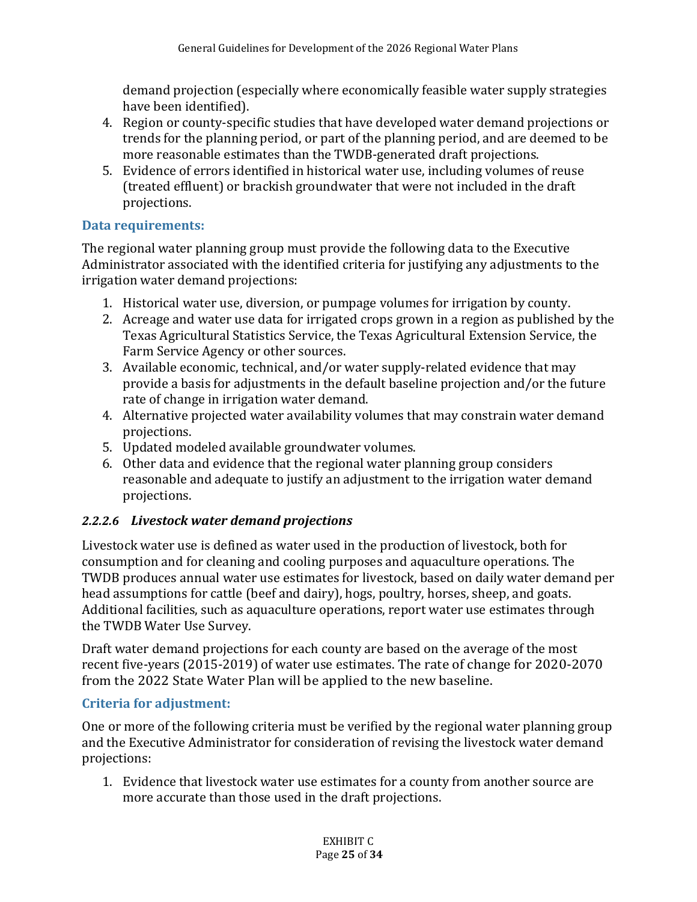demand projection (especially where economically feasible water supply strategies have been identified).

4. Region or county-specific studies that have developed water demand projections or trends for the planning period, or part of the planning period, and are deemed to be more reasonable estimates than the TWDB-generated draft projections.
5. Evidence of errors identified in historical water use, including volumes of reuse (treated effluent) or brackish groundwater that were not included in the draft projections.

**Data requirements:**

The regional water planning group must provide the following data to the Executive Administrator associated with the identified criteria for justifying any adjustments to the irrigation water demand projections:

1. Historical water use, diversion, or pumpage volumes for irrigation by county.
2. Acreage and water use data for irrigated crops grown in a region as published by the Texas Agricultural Statistics Service, the Texas Agricultural Extension Service, the Farm Service Agency or other sources.
3. Available economic, technical, and/or water supply-related evidence that may provide a basis for adjustments in the default baseline projection and/or the future rate of change in irrigation water demand.
4. Alternative projected water availability volumes that may constrain water demand projections.
5. Updated modeled available groundwater volumes.
6. Other data and evidence that the regional water planning group considers reasonable and adequate to justify an adjustment to the irrigation water demand projections.

#### *2.2.2.6 Livestock water demand projections*

Livestock water use is defined as water used in the production of livestock, both for consumption and for cleaning and cooling purposes and aquaculture operations. The TWDB produces annual water use estimates for livestock, based on daily water demand per head assumptions for cattle (beef and dairy), hogs, poultry, horses, sheep, and goats. Additional facilities, such as aquaculture operations, report water use estimates through the TWDB Water Use Survey.

Draft water demand projections for each county are based on the average of the most recent five-years (2015-2019) of water use estimates. The rate of change for 2020-2070 from the 2022 State Water Plan will be applied to the new baseline.

**Criteria for adjustment:**

One or more of the following criteria must be verified by the regional water planning group and the Executive Administrator for consideration of revising the livestock water demand projections:

1. Evidence that livestock water use estimates for a county from another source are more accurate than those used in the draft projections.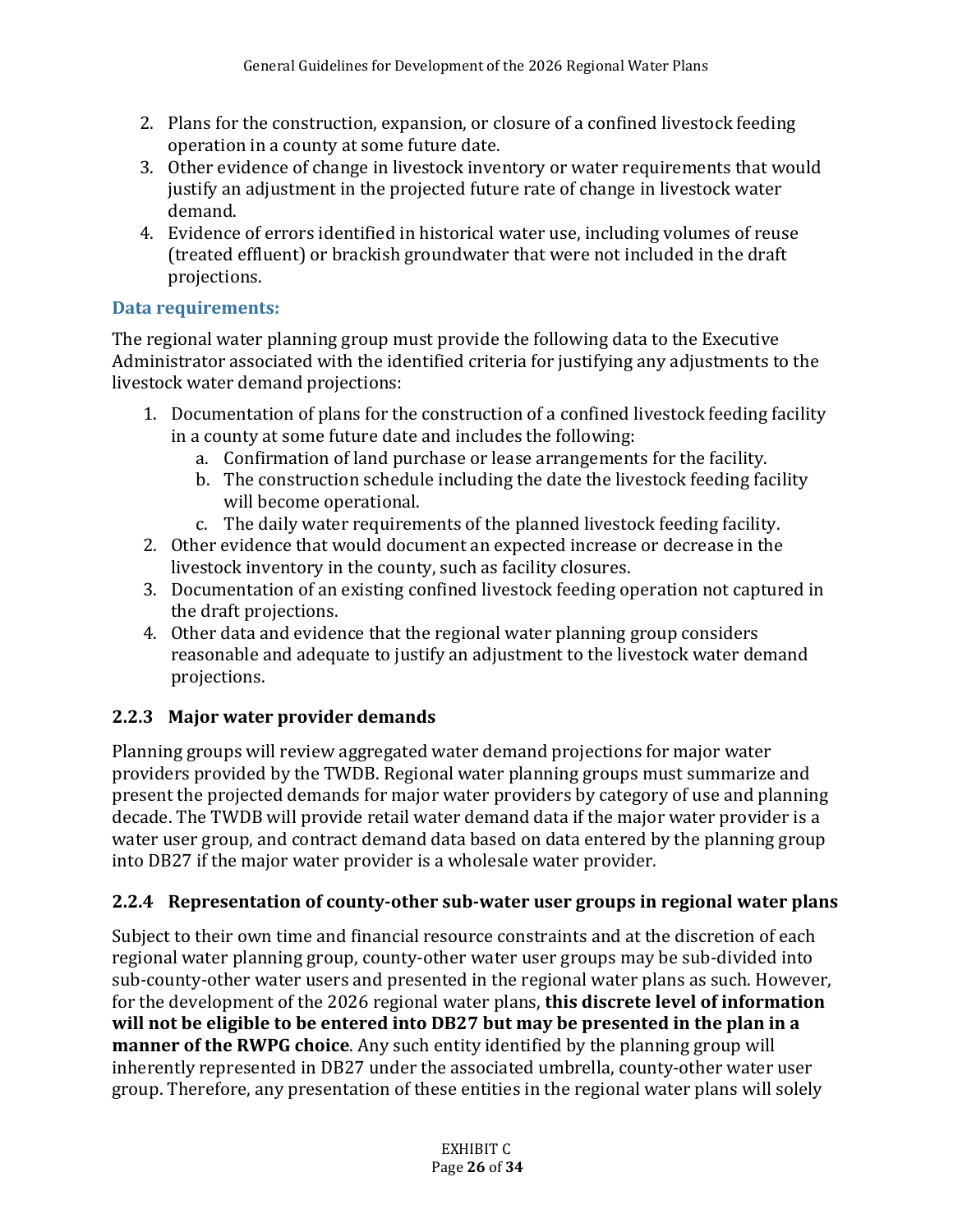2. Plans for the construction, expansion, or closure of a confined livestock feeding operation in a county at some future date.
3. Other evidence of change in livestock inventory or water requirements that would justify an adjustment in the projected future rate of change in livestock water demand.
4. Evidence of errors identified in historical water use, including volumes of reuse (treated effluent) or brackish groundwater that were not included in the draft projections.

#### Data requirements:

The regional water planning group must provide the following data to the Executive Administrator associated with the identified criteria for justifying any adjustments to the livestock water demand projections:

1. Documentation of plans for the construction of a confined livestock feeding facility in a county at some future date and includes the following:
   a. Confirmation of land purchase or lease arrangements for the facility.
   b. The construction schedule including the date the livestock feeding facility will become operational.
   c. The daily water requirements of the planned livestock feeding facility.
2. Other evidence that would document an expected increase or decrease in the livestock inventory in the county, such as facility closures.
3. Documentation of an existing confined livestock feeding operation not captured in the draft projections.
4. Other data and evidence that the regional water planning group considers reasonable and adequate to justify an adjustment to the livestock water demand projections.

### 2.2.3 Major water provider demands

Planning groups will review aggregated water demand projections for major water providers provided by the TWDB. Regional water planning groups must summarize and present the projected demands for major water providers by category of use and planning decade. The TWDB will provide retail water demand data if the major water provider is a water user group, and contract demand data based on data entered by the planning group into DB27 if the major water provider is a wholesale water provider.

### 2.2.4 Representation of county-other sub-water user groups in regional water plans

Subject to their own time and financial resource constraints and at the discretion of each regional water planning group, county-other water user groups may be sub-divided into sub-county-other water users and presented in the regional water plans as such. However, for the development of the 2026 regional water plans, **this discrete level of information will not be eligible to be entered into DB27 but may be presented in the plan in a manner of the RWPG choice**. Any such entity identified by the planning group will inherently represented in DB27 under the associated umbrella, county-other water user group. Therefore, any presentation of these entities in the regional water plans will solely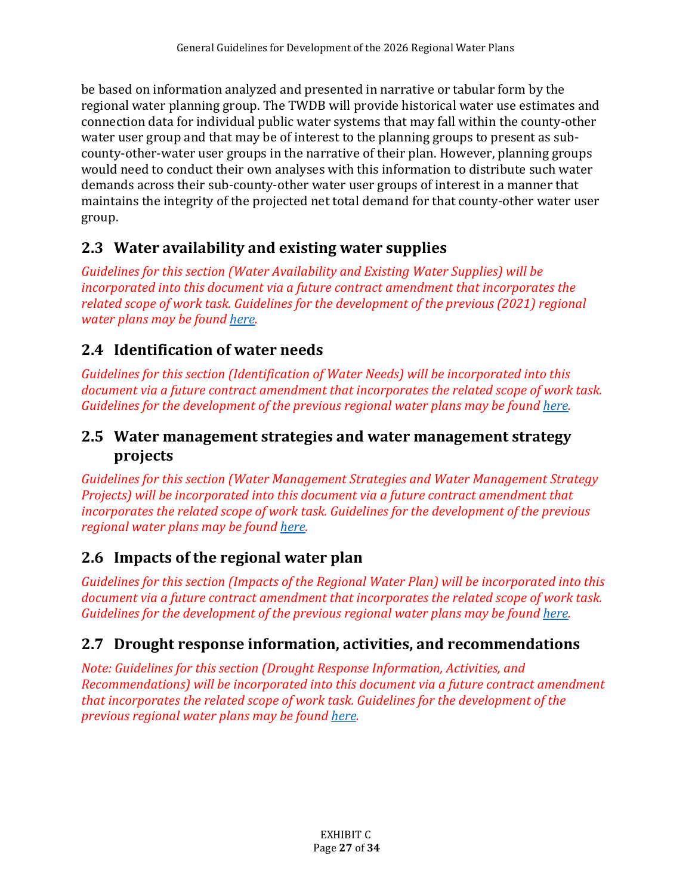be based on information analyzed and presented in narrative or tabular form by the regional water planning group. The TWDB will provide historical water use estimates and connection data for individual public water systems that may fall within the county-other water user group and that may be of interest to the planning groups to present as sub-county-other-water user groups in the narrative of their plan. However, planning groups would need to conduct their own analyses with this information to distribute such water demands across their sub-county-other water user groups of interest in a manner that maintains the integrity of the projected net total demand for that county-other water user group.

## 2.3 Water availability and existing water supplies

*Guidelines for this section (Water Availability and Existing Water Supplies) will be incorporated into this document via a future contract amendment that incorporates the related scope of work task. Guidelines for the development of the previous (2021) regional water plans may be found here.*

## 2.4 Identification of water needs

*Guidelines for this section (Identification of Water Needs) will be incorporated into this document via a future contract amendment that incorporates the related scope of work task. Guidelines for the development of the previous regional water plans may be found here.*

## 2.5 Water management strategies and water management strategy projects

*Guidelines for this section (Water Management Strategies and Water Management Strategy Projects) will be incorporated into this document via a future contract amendment that incorporates the related scope of work task. Guidelines for the development of the previous regional water plans may be found here.*

## 2.6 Impacts of the regional water plan

*Guidelines for this section (Impacts of the Regional Water Plan) will be incorporated into this document via a future contract amendment that incorporates the related scope of work task. Guidelines for the development of the previous regional water plans may be found here.*

## 2.7 Drought response information, activities, and recommendations

*Note: Guidelines for this section (Drought Response Information, Activities, and Recommendations) will be incorporated into this document via a future contract amendment that incorporates the related scope of work task. Guidelines for the development of the previous regional water plans may be found here.*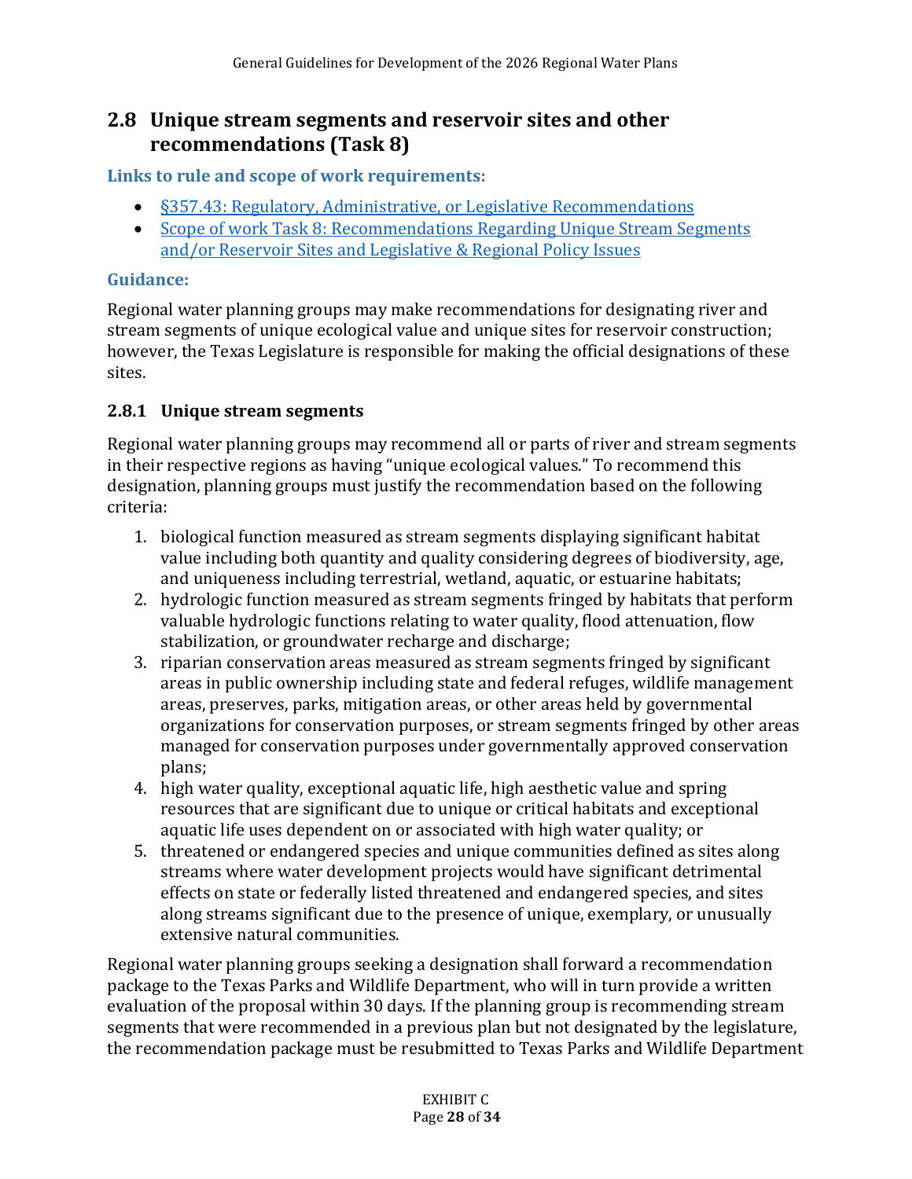## 2.8 Unique stream segments and reservoir sites and other recommendations (Task 8)

**Links to rule and scope of work requirements:**

- §357.43: Regulatory, Administrative, or Legislative Recommendations
- Scope of work Task 8: Recommendations Regarding Unique Stream Segments and/or Reservoir Sites and Legislative & Regional Policy Issues

**Guidance:**

Regional water planning groups may make recommendations for designating river and stream segments of unique ecological value and unique sites for reservoir construction; however, the Texas Legislature is responsible for making the official designations of these sites.

### 2.8.1 Unique stream segments

Regional water planning groups may recommend all or parts of river and stream segments in their respective regions as having "unique ecological values." To recommend this designation, planning groups must justify the recommendation based on the following criteria:

1. biological function measured as stream segments displaying significant habitat value including both quantity and quality considering degrees of biodiversity, age, and uniqueness including terrestrial, wetland, aquatic, or estuarine habitats;
2. hydrologic function measured as stream segments fringed by habitats that perform valuable hydrologic functions relating to water quality, flood attenuation, flow stabilization, or groundwater recharge and discharge;
3. riparian conservation areas measured as stream segments fringed by significant areas in public ownership including state and federal refuges, wildlife management areas, preserves, parks, mitigation areas, or other areas held by governmental organizations for conservation purposes, or stream segments fringed by other areas managed for conservation purposes under governmentally approved conservation plans;
4. high water quality, exceptional aquatic life, high aesthetic value and spring resources that are significant due to unique or critical habitats and exceptional aquatic life uses dependent on or associated with high water quality; or
5. threatened or endangered species and unique communities defined as sites along streams where water development projects would have significant detrimental effects on state or federally listed threatened and endangered species, and sites along streams significant due to the presence of unique, exemplary, or unusually extensive natural communities.

Regional water planning groups seeking a designation shall forward a recommendation package to the Texas Parks and Wildlife Department, who will in turn provide a written evaluation of the proposal within 30 days. If the planning group is recommending stream segments that were recommended in a previous plan but not designated by the legislature, the recommendation package must be resubmitted to Texas Parks and Wildlife Department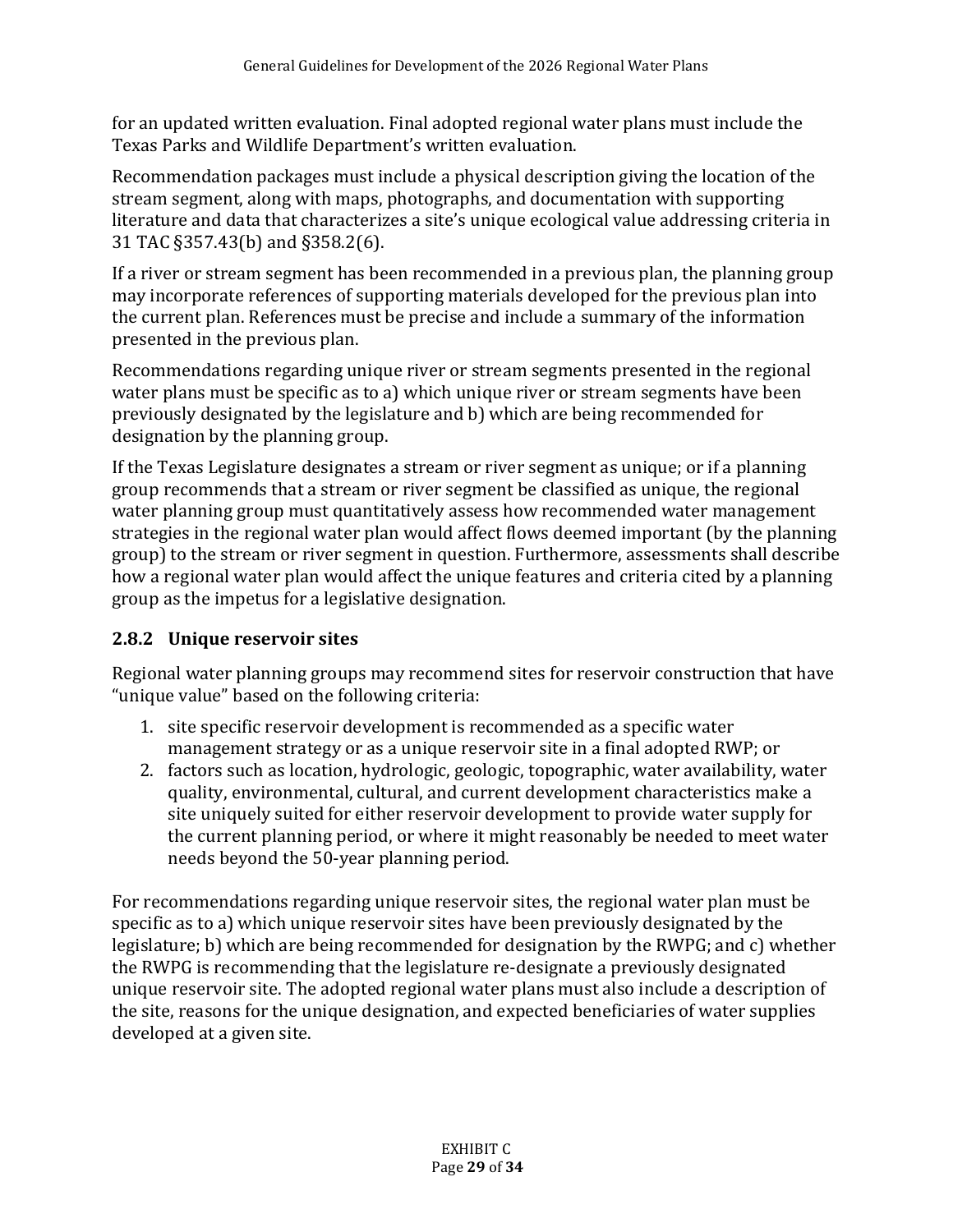for an updated written evaluation. Final adopted regional water plans must include the Texas Parks and Wildlife Department's written evaluation.

Recommendation packages must include a physical description giving the location of the stream segment, along with maps, photographs, and documentation with supporting literature and data that characterizes a site's unique ecological value addressing criteria in 31 TAC §357.43(b) and §358.2(6).

If a river or stream segment has been recommended in a previous plan, the planning group may incorporate references of supporting materials developed for the previous plan into the current plan. References must be precise and include a summary of the information presented in the previous plan.

Recommendations regarding unique river or stream segments presented in the regional water plans must be specific as to a) which unique river or stream segments have been previously designated by the legislature and b) which are being recommended for designation by the planning group.

If the Texas Legislature designates a stream or river segment as unique; or if a planning group recommends that a stream or river segment be classified as unique, the regional water planning group must quantitatively assess how recommended water management strategies in the regional water plan would affect flows deemed important (by the planning group) to the stream or river segment in question. Furthermore, assessments shall describe how a regional water plan would affect the unique features and criteria cited by a planning group as the impetus for a legislative designation.

### 2.8.2 Unique reservoir sites

Regional water planning groups may recommend sites for reservoir construction that have "unique value" based on the following criteria:

1. site specific reservoir development is recommended as a specific water management strategy or as a unique reservoir site in a final adopted RWP; or
2. factors such as location, hydrologic, geologic, topographic, water availability, water quality, environmental, cultural, and current development characteristics make a site uniquely suited for either reservoir development to provide water supply for the current planning period, or where it might reasonably be needed to meet water needs beyond the 50-year planning period.

For recommendations regarding unique reservoir sites, the regional water plan must be specific as to a) which unique reservoir sites have been previously designated by the legislature; b) which are being recommended for designation by the RWPG; and c) whether the RWPG is recommending that the legislature re-designate a previously designated unique reservoir site. The adopted regional water plans must also include a description of the site, reasons for the unique designation, and expected beneficiaries of water supplies developed at a given site.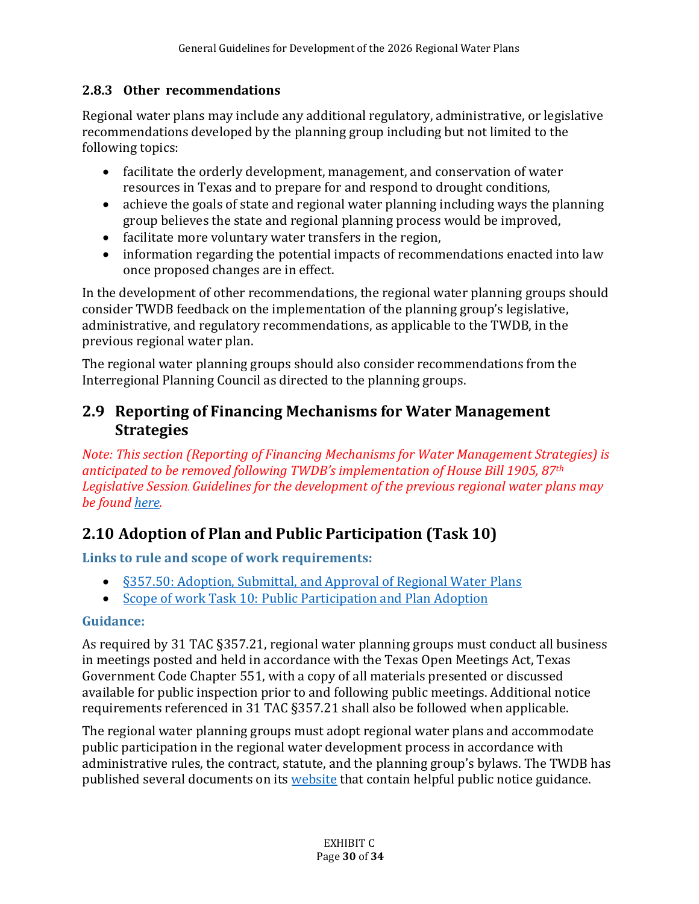### 2.8.3 Other recommendations

Regional water plans may include any additional regulatory, administrative, or legislative recommendations developed by the planning group including but not limited to the following topics:

- facilitate the orderly development, management, and conservation of water resources in Texas and to prepare for and respond to drought conditions,
- achieve the goals of state and regional water planning including ways the planning group believes the state and regional planning process would be improved,
- facilitate more voluntary water transfers in the region,
- information regarding the potential impacts of recommendations enacted into law once proposed changes are in effect.

In the development of other recommendations, the regional water planning groups should consider TWDB feedback on the implementation of the planning group's legislative, administrative, and regulatory recommendations, as applicable to the TWDB, in the previous regional water plan.

The regional water planning groups should also consider recommendations from the Interregional Planning Council as directed to the planning groups.

## 2.9 Reporting of Financing Mechanisms for Water Management Strategies

*Note: This section (Reporting of Financing Mechanisms for Water Management Strategies) is anticipated to be removed following TWDB's implementation of House Bill 1905, 87th Legislative Session. Guidelines for the development of the previous regional water plans may be found here.*

## 2.10 Adoption of Plan and Public Participation (Task 10)

**Links to rule and scope of work requirements:**

- §357.50: Adoption, Submittal, and Approval of Regional Water Plans
- Scope of work Task 10: Public Participation and Plan Adoption

**Guidance:**

As required by 31 TAC §357.21, regional water planning groups must conduct all business in meetings posted and held in accordance with the Texas Open Meetings Act, Texas Government Code Chapter 551, with a copy of all materials presented or discussed available for public inspection prior to and following public meetings. Additional notice requirements referenced in 31 TAC §357.21 shall also be followed when applicable.

The regional water planning groups must adopt regional water plans and accommodate public participation in the regional water development process in accordance with administrative rules, the contract, statute, and the planning group's bylaws. The TWDB has published several documents on its website that contain helpful public notice guidance.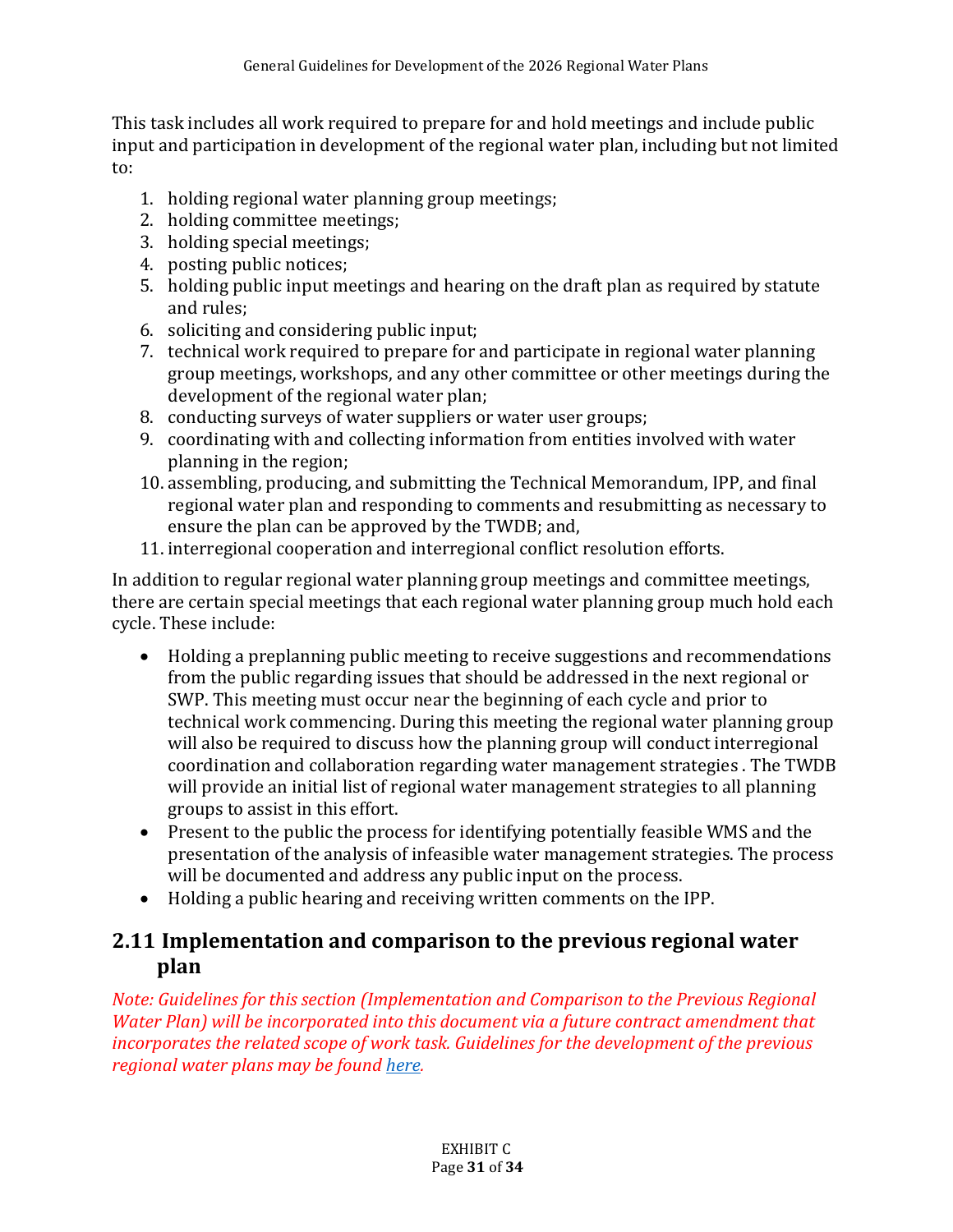This task includes all work required to prepare for and hold meetings and include public input and participation in development of the regional water plan, including but not limited to:

1. holding regional water planning group meetings;
2. holding committee meetings;
3. holding special meetings;
4. posting public notices;
5. holding public input meetings and hearing on the draft plan as required by statute and rules;
6. soliciting and considering public input;
7. technical work required to prepare for and participate in regional water planning group meetings, workshops, and any other committee or other meetings during the development of the regional water plan;
8. conducting surveys of water suppliers or water user groups;
9. coordinating with and collecting information from entities involved with water planning in the region;
10. assembling, producing, and submitting the Technical Memorandum, IPP, and final regional water plan and responding to comments and resubmitting as necessary to ensure the plan can be approved by the TWDB; and,
11. interregional cooperation and interregional conflict resolution efforts.

In addition to regular regional water planning group meetings and committee meetings, there are certain special meetings that each regional water planning group much hold each cycle. These include:

- Holding a preplanning public meeting to receive suggestions and recommendations from the public regarding issues that should be addressed in the next regional or SWP. This meeting must occur near the beginning of each cycle and prior to technical work commencing. During this meeting the regional water planning group will also be required to discuss how the planning group will conduct interregional coordination and collaboration regarding water management strategies . The TWDB will provide an initial list of regional water management strategies to all planning groups to assist in this effort.
- Present to the public the process for identifying potentially feasible WMS and the presentation of the analysis of infeasible water management strategies. The process will be documented and address any public input on the process.
- Holding a public hearing and receiving written comments on the IPP.

## 2.11 Implementation and comparison to the previous regional water plan

*Note: Guidelines for this section (Implementation and Comparison to the Previous Regional Water Plan) will be incorporated into this document via a future contract amendment that incorporates the related scope of work task. Guidelines for the development of the previous regional water plans may be found here.*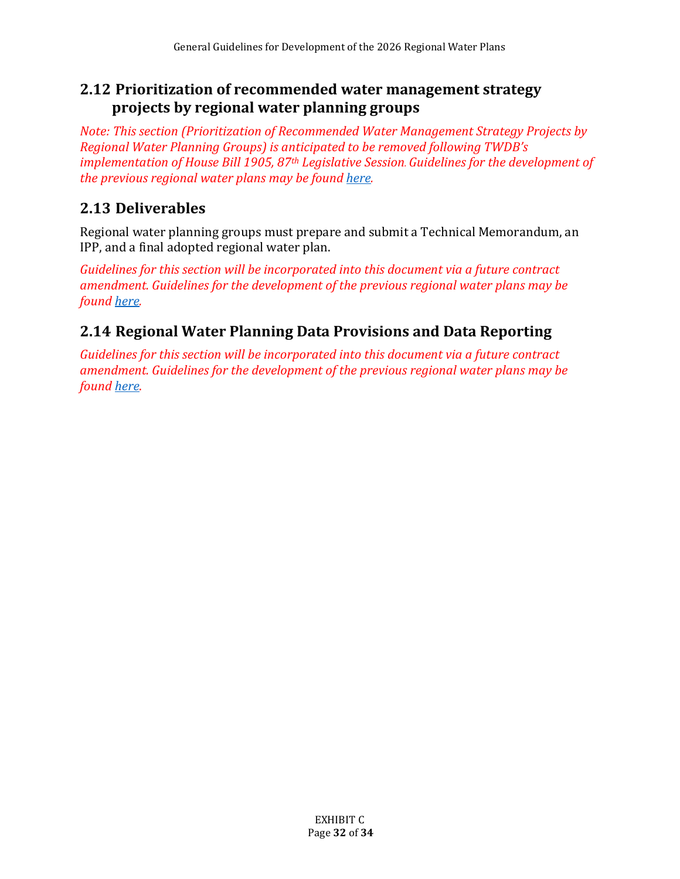## 2.12 Prioritization of recommended water management strategy projects by regional water planning groups

*Note: This section (Prioritization of Recommended Water Management Strategy Projects by Regional Water Planning Groups) is anticipated to be removed following TWDB's implementation of House Bill 1905, 87th Legislative Session. Guidelines for the development of the previous regional water plans may be found here.*

## 2.13 Deliverables

Regional water planning groups must prepare and submit a Technical Memorandum, an IPP, and a final adopted regional water plan.

*Guidelines for this section will be incorporated into this document via a future contract amendment. Guidelines for the development of the previous regional water plans may be found here.*

## 2.14 Regional Water Planning Data Provisions and Data Reporting

*Guidelines for this section will be incorporated into this document via a future contract amendment. Guidelines for the development of the previous regional water plans may be found here.*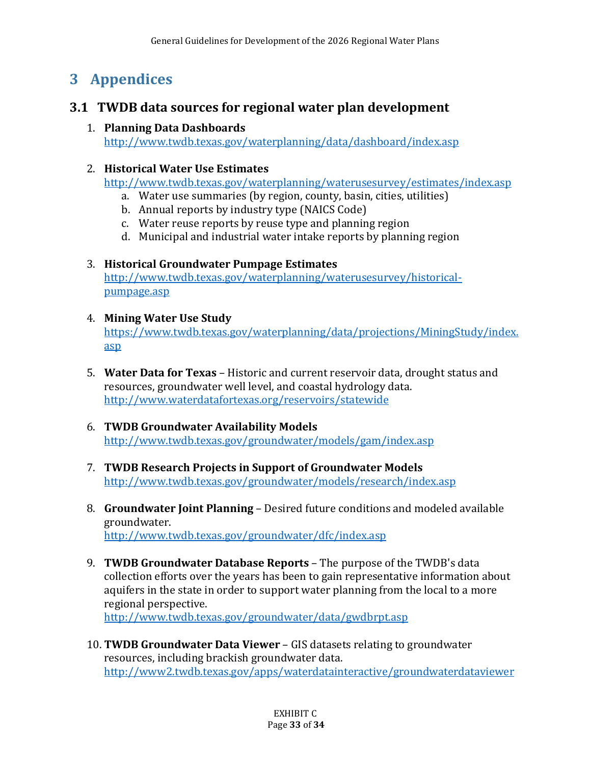# 3 Appendices

## 3.1 TWDB data sources for regional water plan development

1. **Planning Data Dashboards**
   http://www.twdb.texas.gov/waterplanning/data/dashboard/index.asp

2. **Historical Water Use Estimates**
   http://www.twdb.texas.gov/waterplanning/waterusesurvey/estimates/index.asp
   a. Water use summaries (by region, county, basin, cities, utilities)
   b. Annual reports by industry type (NAICS Code)
   c. Water reuse reports by reuse type and planning region
   d. Municipal and industrial water intake reports by planning region

3. **Historical Groundwater Pumpage Estimates**
   http://www.twdb.texas.gov/waterplanning/waterusesurvey/historical-pumpage.asp

4. **Mining Water Use Study**
   https://www.twdb.texas.gov/waterplanning/data/projections/MiningStudy/index.asp

5. **Water Data for Texas** – Historic and current reservoir data, drought status and resources, groundwater well level, and coastal hydrology data.
   http://www.waterdatafortexas.org/reservoirs/statewide

6. **TWDB Groundwater Availability Models**
   http://www.twdb.texas.gov/groundwater/models/gam/index.asp

7. **TWDB Research Projects in Support of Groundwater Models**
   http://www.twdb.texas.gov/groundwater/models/research/index.asp

8. **Groundwater Joint Planning** – Desired future conditions and modeled available groundwater.
   http://www.twdb.texas.gov/groundwater/dfc/index.asp

9. **TWDB Groundwater Database Reports** – The purpose of the TWDB's data collection efforts over the years has been to gain representative information about aquifers in the state in order to support water planning from the local to a more regional perspective.
   http://www.twdb.texas.gov/groundwater/data/gwdbrpt.asp

10. **TWDB Groundwater Data Viewer** – GIS datasets relating to groundwater resources, including brackish groundwater data.
    http://www2.twdb.texas.gov/apps/waterdatainteractive/groundwaterdataviewer

EXHIBIT C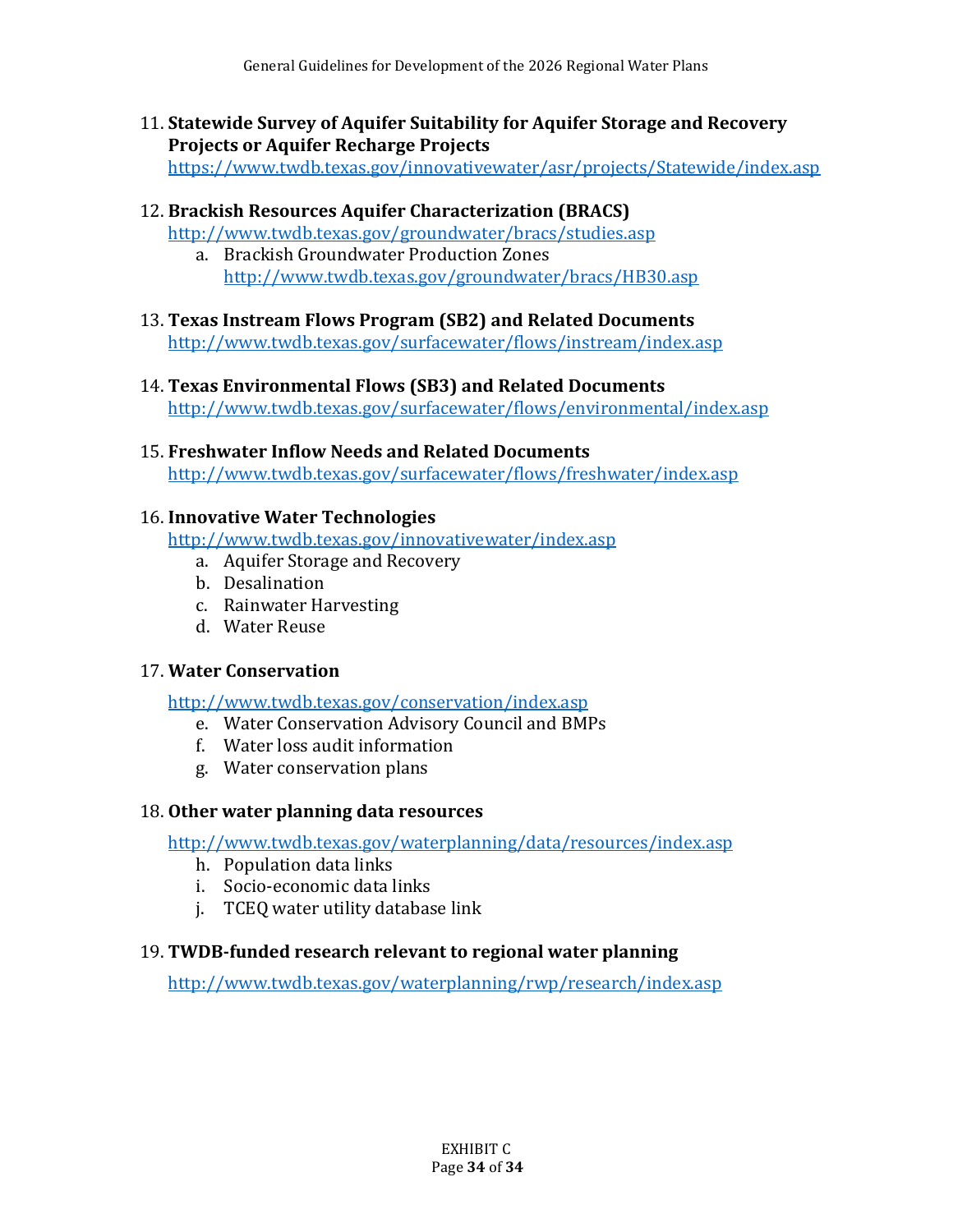11. **Statewide Survey of Aquifer Suitability for Aquifer Storage and Recovery Projects or Aquifer Recharge Projects**
    https://www.twdb.texas.gov/innovativewater/asr/projects/Statewide/index.asp

12. **Brackish Resources Aquifer Characterization (BRACS)**
    http://www.twdb.texas.gov/groundwater/bracs/studies.asp
    a. Brackish Groundwater Production Zones
       http://www.twdb.texas.gov/groundwater/bracs/HB30.asp

13. **Texas Instream Flows Program (SB2) and Related Documents**
    http://www.twdb.texas.gov/surfacewater/flows/instream/index.asp

14. **Texas Environmental Flows (SB3) and Related Documents**
    http://www.twdb.texas.gov/surfacewater/flows/environmental/index.asp

15. **Freshwater Inflow Needs and Related Documents**
    http://www.twdb.texas.gov/surfacewater/flows/freshwater/index.asp

16. **Innovative Water Technologies**
    http://www.twdb.texas.gov/innovativewater/index.asp
    a. Aquifer Storage and Recovery
    b. Desalination
    c. Rainwater Harvesting
    d. Water Reuse

17. **Water Conservation**

    http://www.twdb.texas.gov/conservation/index.asp
    e. Water Conservation Advisory Council and BMPs
    f. Water loss audit information
    g. Water conservation plans

18. **Other water planning data resources**

    http://www.twdb.texas.gov/waterplanning/data/resources/index.asp
    h. Population data links
    i. Socio-economic data links
    j. TCEQ water utility database link

19. **TWDB-funded research relevant to regional water planning**

    http://www.twdb.texas.gov/waterplanning/rwp/research/index.asp

EXHIBIT C